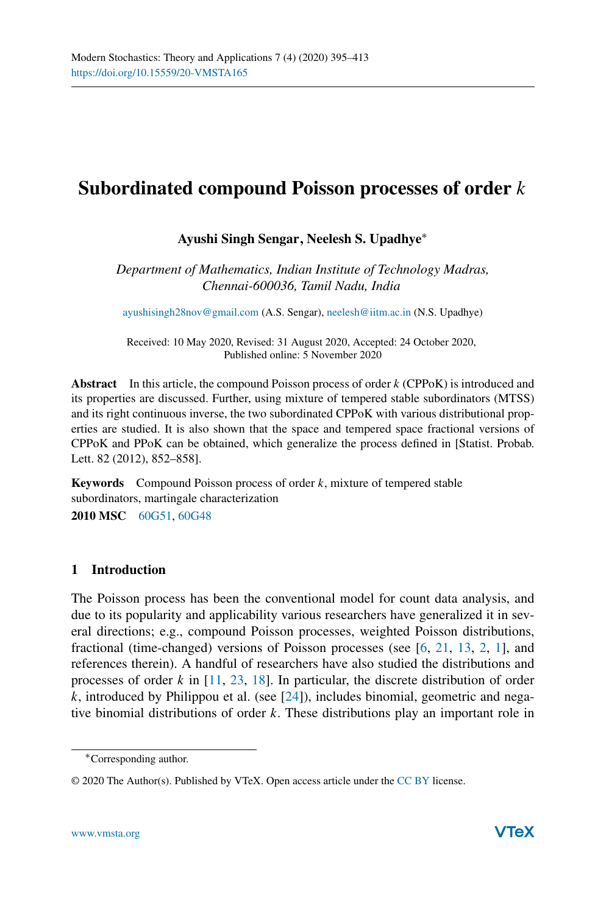# Subordinated compound Poisson processes of order $k$

**Ayushi Singh Sengar, Neelesh S. Upadhye***

*Department of Mathematics, Indian Institute of Technology Madras, Chennai-600036, Tamil Nadu, India*

ayushisingh28nov@gmail.com (A.S. Sengar), neelesh@iitm.ac.in (N.S. Upadhye)

Received: 10 May 2020, Revised: 31 August 2020, Accepted: 24 October 2020, Published online: 5 November 2020

**Abstract** In this article, the compound Poisson process of order $k$ (CPPoK) is introduced and its properties are discussed. Further, using mixture of tempered stable subordinators (MTSS) and its right continuous inverse, the two subordinated CPPoK with various distributional properties are studied. It is also shown that the space and tempered space fractional versions of CPPoK and PPoK can be obtained, which generalize the process defined in [Statist. Probab. Lett. 82 (2012), 852–858].

**Keywords** Compound Poisson process of order $k$, mixture of tempered stable subordinators, martingale characterization

**2010 MSC** 60G51, 60G48

## 1 Introduction

The Poisson process has been the conventional model for count data analysis, and due to its popularity and applicability various researchers have generalized it in several directions; e.g., compound Poisson processes, weighted Poisson distributions, fractional (time-changed) versions of Poisson processes (see [6, 21, 13, 2, 1], and references therein). A handful of researchers have also studied the distributions and processes of order $k$ in [11, 23, 18]. In particular, the discrete distribution of order $k$, introduced by Philippou et al. (see [24]), includes binomial, geometric and negative binomial distributions of order $k$. These distributions play an important role in

*Corresponding author.

© 2020 The Author(s). Published by VTeX. Open access article under the CC BY license.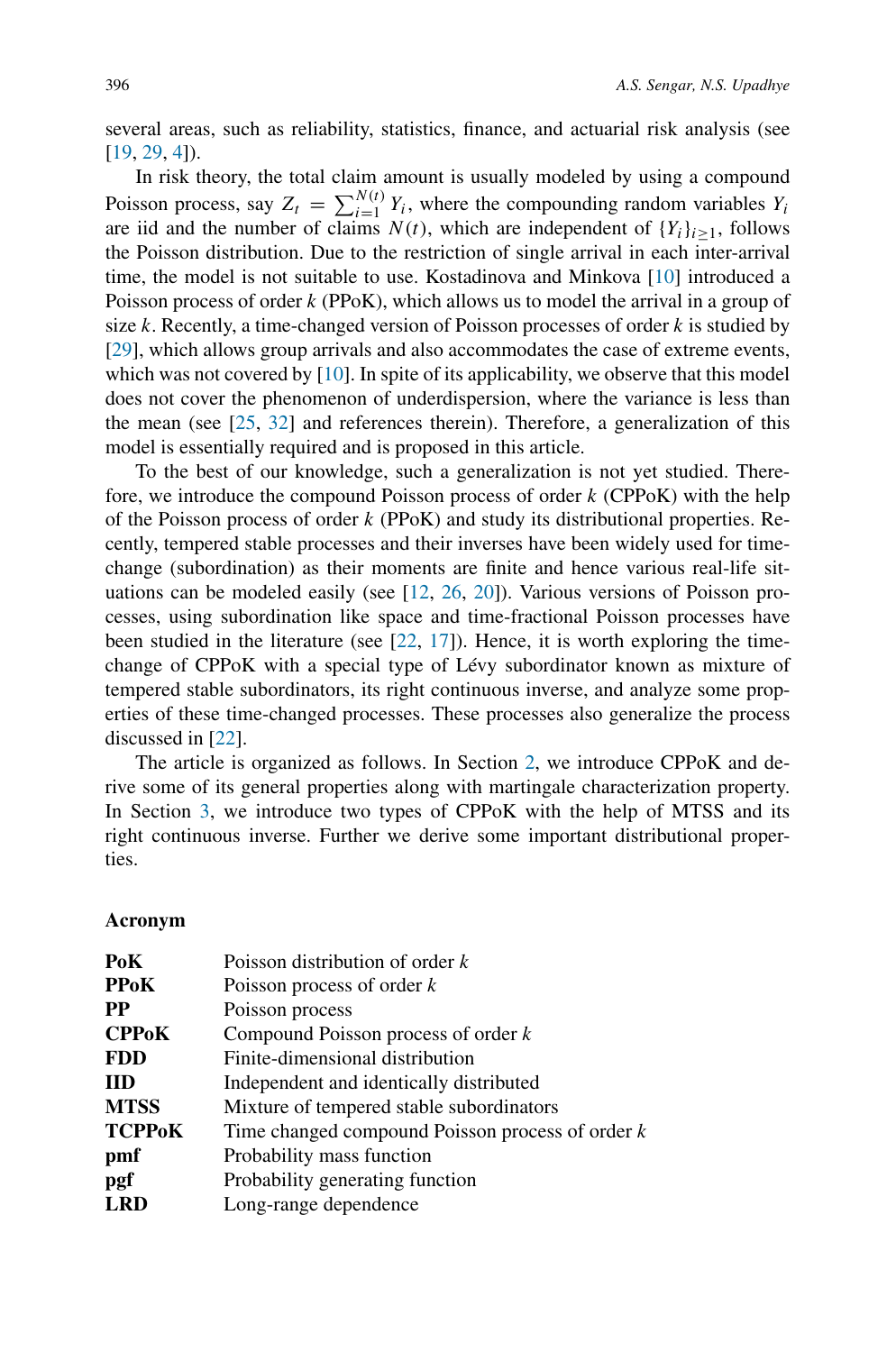several areas, such as reliability, statistics, finance, and actuarial risk analysis (see [19, 29, 4]).

In risk theory, the total claim amount is usually modeled by using a compound Poisson process, say $Z_t = \sum_{i=1}^{N(t)} Y_i$, where the compounding random variables $Y_i$ are iid and the number of claims $N(t)$, which are independent of $\{Y_i\}_{i\geq 1}$, follows the Poisson distribution. Due to the restriction of single arrival in each inter-arrival time, the model is not suitable to use. Kostadinova and Minkova [10] introduced a Poisson process of order $k$ (PPoK), which allows us to model the arrival in a group of size $k$. Recently, a time-changed version of Poisson processes of order $k$ is studied by [29], which allows group arrivals and also accommodates the case of extreme events, which was not covered by [10]. In spite of its applicability, we observe that this model does not cover the phenomenon of underdispersion, where the variance is less than the mean (see [25, 32] and references therein). Therefore, a generalization of this model is essentially required and is proposed in this article.

To the best of our knowledge, such a generalization is not yet studied. Therefore, we introduce the compound Poisson process of order $k$ (CPPoK) with the help of the Poisson process of order $k$ (PPoK) and study its distributional properties. Recently, tempered stable processes and their inverses have been widely used for time-change (subordination) as their moments are finite and hence various real-life situations can be modeled easily (see [12, 26, 20]). Various versions of Poisson processes, using subordination like space and time-fractional Poisson processes have been studied in the literature (see [22, 17]). Hence, it is worth exploring the time-change of CPPoK with a special type of Lévy subordinator known as mixture of tempered stable subordinators, its right continuous inverse, and analyze some properties of these time-changed processes. These processes also generalize the process discussed in [22].

The article is organized as follows. In Section 2, we introduce CPPoK and derive some of its general properties along with martingale characterization property. In Section 3, we introduce two types of CPPoK with the help of MTSS and its right continuous inverse. Further we derive some important distributional properties.

**Acronym**

| | |
|---|---|
| **PoK** | Poisson distribution of order $k$ |
| **PPoK** | Poisson process of order $k$ |
| **PP** | Poisson process |
| **CPPoK** | Compound Poisson process of order $k$ |
| **FDD** | Finite-dimensional distribution |
| **IID** | Independent and identically distributed |
| **MTSS** | Mixture of tempered stable subordinators |
| **TCPPoK** | Time changed compound Poisson process of order $k$ |
| **pmf** | Probability mass function |
| **pgf** | Probability generating function |
| **LRD** | Long-range dependence |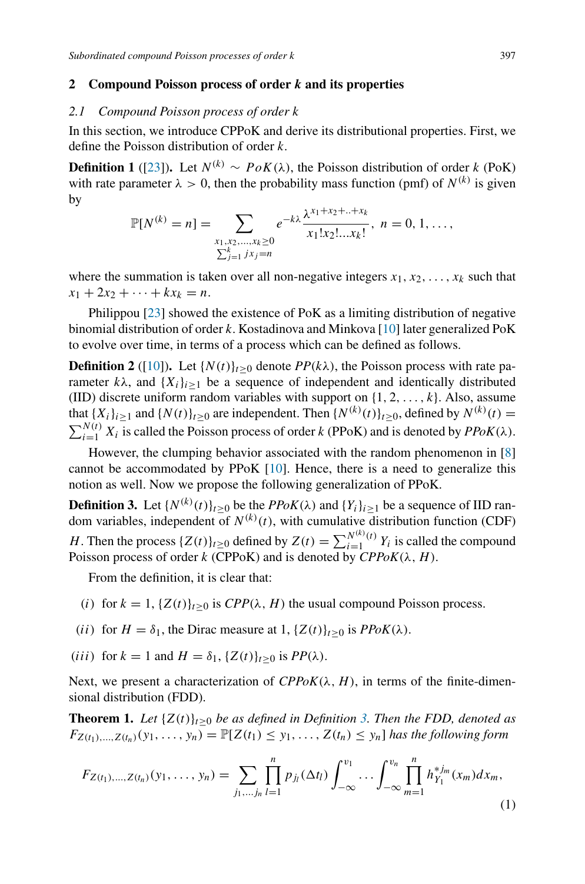## 2 Compound Poisson process of order *k* and its properties

### 2.1 Compound Poisson process of order *k*

In this section, we introduce CPPoK and derive its distributional properties. First, we define the Poisson distribution of order $k$.

**Definition 1** ([23]). Let $N^{(k)} \sim PoK(\lambda)$, the Poisson distribution of order $k$ (PoK) with rate parameter $\lambda > 0$, then the probability mass function (pmf) of $N^{(k)}$ is given by

$$\mathbb{P}[N^{(k)} = n] = \sum_{\substack{x_1, x_2, \ldots, x_k \geq 0 \\ \sum_{j=1}^{k} j x_j = n}} e^{-k\lambda} \frac{\lambda^{x_1 + x_2 + .. + x_k}}{x_1! x_2! \ldots x_k!}, \; n = 0, 1, \ldots,$$

where the summation is taken over all non-negative integers $x_1, x_2, \ldots, x_k$ such that $x_1 + 2x_2 + \cdots + kx_k = n$.

Philippou [23] showed the existence of PoK as a limiting distribution of negative binomial distribution of order $k$. Kostadinova and Minkova [10] later generalized PoK to evolve over time, in terms of a process which can be defined as follows.

**Definition 2** ([10]). Let $\{N(t)\}_{t \geq 0}$ denote $PP(k\lambda)$, the Poisson process with rate parameter $k\lambda$, and $\{X_i\}_{i \geq 1}$ be a sequence of independent and identically distributed (IID) discrete uniform random variables with support on $\{1, 2, \ldots, k\}$. Also, assume that $\{X_i\}_{i \geq 1}$ and $\{N(t)\}_{t \geq 0}$ are independent. Then $\{N^{(k)}(t)\}_{t \geq 0}$, defined by $N^{(k)}(t) = \sum_{i=1}^{N(t)} X_i$ is called the Poisson process of order $k$ (PPoK) and is denoted by $PPoK(\lambda)$.

However, the clumping behavior associated with the random phenomenon in [8] cannot be accommodated by PPoK [10]. Hence, there is a need to generalize this notion as well. Now we propose the following generalization of PPoK.

**Definition 3.** Let $\{N^{(k)}(t)\}_{t \geq 0}$ be the $PPoK(\lambda)$ and $\{Y_i\}_{i \geq 1}$ be a sequence of IID random variables, independent of $N^{(k)}(t)$, with cumulative distribution function (CDF) $H$. Then the process $\{Z(t)\}_{t \geq 0}$ defined by $Z(t) = \sum_{i=1}^{N^{(k)}(t)} Y_i$ is called the compound Poisson process of order $k$ (CPPoK) and is denoted by $CPPoK(\lambda, H)$.

From the definition, it is clear that:

$(i)$ for $k = 1$, $\{Z(t)\}_{t \geq 0}$ is $CPP(\lambda, H)$ the usual compound Poisson process.

$(ii)$ for $H = \delta_1$, the Dirac measure at 1, $\{Z(t)\}_{t \geq 0}$ is $PPoK(\lambda)$.

$(iii)$ for $k = 1$ and $H = \delta_1$, $\{Z(t)\}_{t \geq 0}$ is $PP(\lambda)$.

Next, we present a characterization of $CPPoK(\lambda, H)$, in terms of the finite-dimensional distribution (FDD).

**Theorem 1.** *Let $\{Z(t)\}_{t \geq 0}$ be as defined in Definition 3. Then the FDD, denoted as $F_{Z(t_1),\ldots,Z(t_n)}(y_1, \ldots, y_n) = \mathbb{P}[Z(t_1) \leq y_1, \ldots, Z(t_n) \leq y_n]$ has the following form*

$$F_{Z(t_1),\ldots,Z(t_n)}(y_1, \ldots, y_n) = \sum_{j_1, \ldots j_n} \prod_{l=1}^{n} p_{j_l}(\Delta t_l) \int_{-\infty}^{v_1} \cdots \int_{-\infty}^{v_n} \prod_{m=1}^{n} h_{Y_1}^{*j_m}(x_m) dx_m, \tag{1}$$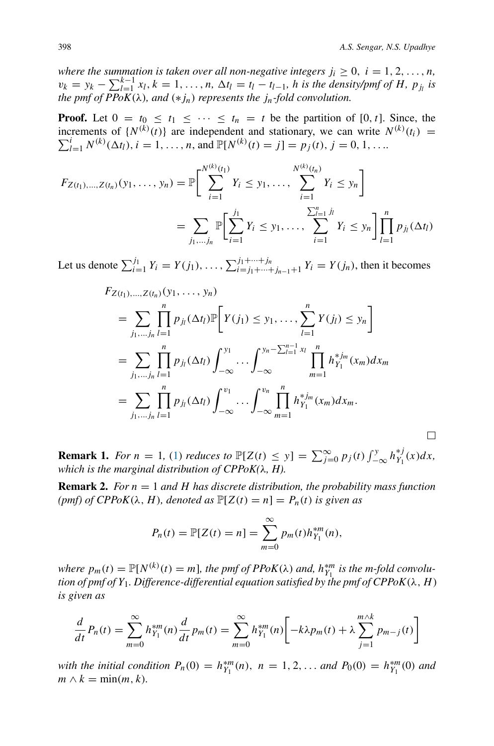*where the summation is taken over all non-negative integers $j_i \geq 0,\ i = 1, 2, \ldots, n$, $v_k = y_k - \sum_{l=1}^{k-1} x_l, k = 1, \ldots, n$, $\Delta t_l = t_l - t_{l-1}$, $h$ is the density/pmf of $H$, $p_{j_l}$ is the pmf of PPoK($\lambda$), and $(*j_n)$ represents the $j_n$-fold convolution.*

**Proof.** Let $0 = t_0 \leq t_1 \leq \cdots \leq t_n = t$ be the partition of $[0, t]$. Since, the increments of $\{N^{(k)}(t)\}$ are independent and stationary, we can write $N^{(k)}(t_i) = \sum_{l=1}^{i} N^{(k)}(\Delta t_l)$, $i = 1, \ldots, n$, and $\mathbb{P}[N^{(k)}(t) = j] = p_j(t)$, $j = 0, 1, \ldots$.

$$
\begin{aligned}
F_{Z(t_1),\ldots,Z(t_n)}(y_1, \ldots, y_n) &= \mathbb{P}\Bigg[\sum_{i=1}^{N^{(k)}(t_1)} Y_i \leq y_1, \ldots, \sum_{i=1}^{N^{(k)}(t_n)} Y_i \leq y_n\Bigg] \\
&= \sum_{j_1,\ldots j_n} \mathbb{P}\Bigg[\sum_{i=1}^{j_1} Y_i \leq y_1, \ldots, \sum_{i=1}^{\sum_{l=1}^{n} j_l} Y_i \leq y_n\Bigg] \prod_{l=1}^{n} p_{j_l}(\Delta t_l)
\end{aligned}
$$

Let us denote $\sum_{i=1}^{j_1} Y_i = Y(j_1), \ldots, \sum_{i=j_1+\cdots+j_{n-1}+1}^{j_1+\cdots+j_n} Y_i = Y(j_n)$, then it becomes

$$
\begin{aligned}
&F_{Z(t_1),\ldots,Z(t_n)}(y_1, \ldots, y_n) \\
&= \sum_{j_1,\ldots j_n} \prod_{l=1}^{n} p_{j_l}(\Delta t_l) \mathbb{P}\Bigg[Y(j_1) \leq y_1, \ldots, \sum_{l=1}^{n} Y(j_l) \leq y_n\Bigg] \\
&= \sum_{j_1,\ldots j_n} \prod_{l=1}^{n} p_{j_l}(\Delta t_l) \int_{-\infty}^{y_1} \cdots \int_{-\infty}^{y_n - \sum_{l=1}^{n-1} x_l} \prod_{m=1}^{n} h_{Y_1}^{*j_m}(x_m) dx_m \\
&= \sum_{j_1,\ldots j_n} \prod_{l=1}^{n} p_{j_l}(\Delta t_l) \int_{-\infty}^{v_1} \cdots \int_{-\infty}^{v_n} \prod_{m=1}^{n} h_{Y_1}^{*j_m}(x_m) dx_m.
\end{aligned}
$$

$\square$

**Remark 1.** *For $n = 1$, (1) reduces to $\mathbb{P}[Z(t) \leq y] = \sum_{j=0}^{\infty} p_j(t) \int_{-\infty}^{y} h_{Y_1}^{*j}(x)dx$, which is the marginal distribution of CPPoK($\lambda$, H).*

**Remark 2.** *For $n = 1$ and $H$ has discrete distribution, the probability mass function (pmf) of CPPoK($\lambda$, $H$), denoted as $\mathbb{P}[Z(t) = n] = P_n(t)$ is given as*

$$
P_n(t) = \mathbb{P}[Z(t) = n] = \sum_{m=0}^{\infty} p_m(t) h_{Y_1}^{*m}(n),
$$

*where $p_m(t) = \mathbb{P}[N^{(k)}(t) = m]$, the pmf of PPoK($\lambda$) and, $h_{Y_1}^{*m}$ is the m-fold convolution of pmf of $Y_1$. Difference-differential equation satisfied by the pmf of CPPoK($\lambda$, $H$) is given as*

$$
\frac{d}{dt} P_n(t) = \sum_{m=0}^{\infty} h_{Y_1}^{*m}(n) \frac{d}{dt} p_m(t) = \sum_{m=0}^{\infty} h_{Y_1}^{*m}(n) \Bigg[-k\lambda p_m(t) + \lambda \sum_{j=1}^{m \wedge k} p_{m-j}(t)\Bigg]
$$

*with the initial condition $P_n(0) = h_{Y_1}^{*m}(n),\ n = 1, 2, \ldots$ and $P_0(0) = h_{Y_1}^{*m}(0)$ and $m \wedge k = \min(m, k)$.*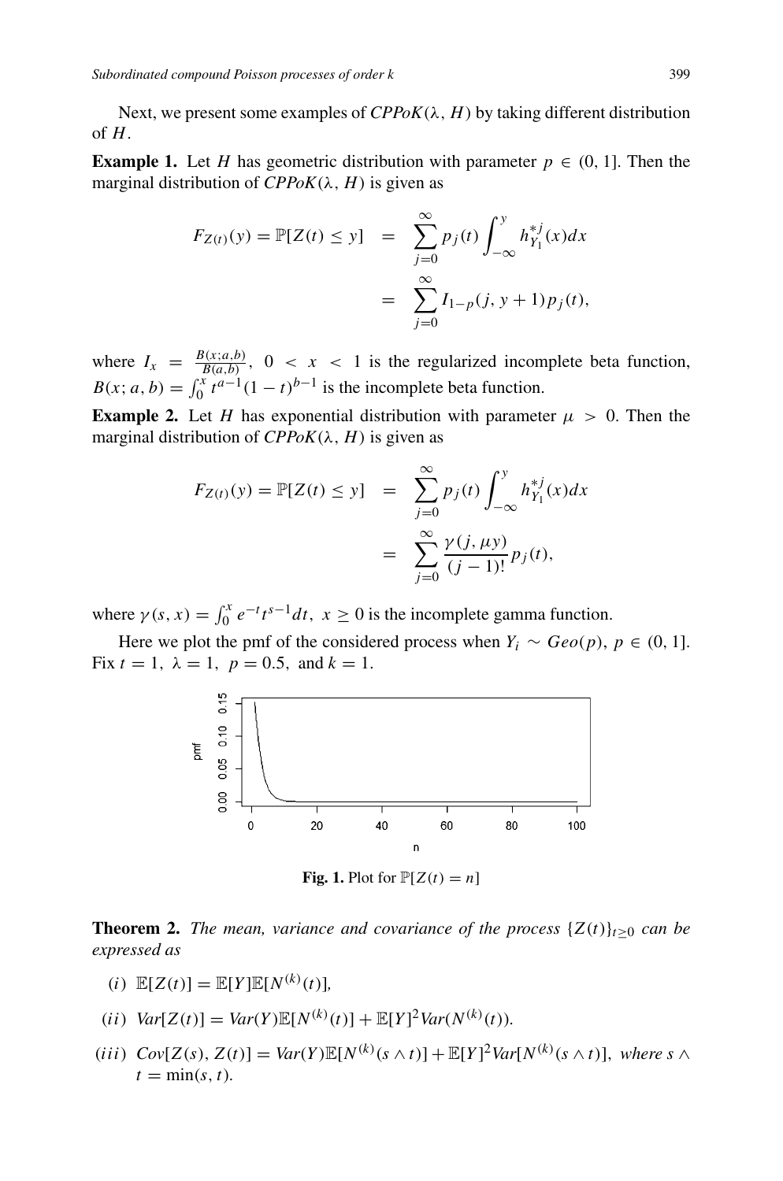Next, we present some examples of *CPPoK*$(\lambda, H)$ by taking different distribution of $H$.

**Example 1.** Let $H$ has geometric distribution with parameter $p \in (0, 1]$. Then the marginal distribution of *CPPoK*$(\lambda, H)$ is given as

$$
\begin{aligned}
F_{Z(t)}(y) = \mathbb{P}[Z(t) \leq y] &= \sum_{j=0}^{\infty} p_j(t) \int_{-\infty}^{y} h_{Y_1}^{*j}(x) dx \\
&= \sum_{j=0}^{\infty} I_{1-p}(j, y+1) p_j(t),
\end{aligned}
$$

where $I_x = \frac{B(x;a,b)}{B(a,b)}, \ 0 < x < 1$ is the regularized incomplete beta function, $B(x; a, b) = \int_0^x t^{a-1}(1-t)^{b-1}$ is the incomplete beta function.

**Example 2.** Let $H$ has exponential distribution with parameter $\mu > 0$. Then the marginal distribution of *CPPoK*$(\lambda, H)$ is given as

$$
\begin{aligned}
F_{Z(t)}(y) = \mathbb{P}[Z(t) \leq y] &= \sum_{j=0}^{\infty} p_j(t) \int_{-\infty}^{y} h_{Y_1}^{*j}(x) dx \\
&= \sum_{j=0}^{\infty} \frac{\gamma(j, \mu y)}{(j-1)!} p_j(t),
\end{aligned}
$$

where $\gamma(s, x) = \int_0^x e^{-t} t^{s-1} dt, \ x \geq 0$ is the incomplete gamma function.

Here we plot the pmf of the considered process when $Y_i \sim Geo(p), \ p \in (0, 1]$. Fix $t = 1, \ \lambda = 1, \ p = 0.5$, and $k = 1$.

**Fig. 1.** Plot for $\mathbb{P}[Z(t) = n]$

**Theorem 2.** *The mean, variance and covariance of the process* $\{Z(t)\}_{t \geq 0}$ *can be expressed as*

(*i*) $\mathbb{E}[Z(t)] = \mathbb{E}[Y]\mathbb{E}[N^{(k)}(t)]$,

(*ii*) $Var[Z(t)] = Var(Y)\mathbb{E}[N^{(k)}(t)] + \mathbb{E}[Y]^2 Var(N^{(k)}(t))$.

(*iii*) $Cov[Z(s), Z(t)] = Var(Y)\mathbb{E}[N^{(k)}(s \wedge t)] + \mathbb{E}[Y]^2 Var[N^{(k)}(s \wedge t)]$, *where* $s \wedge t = \min(s, t)$.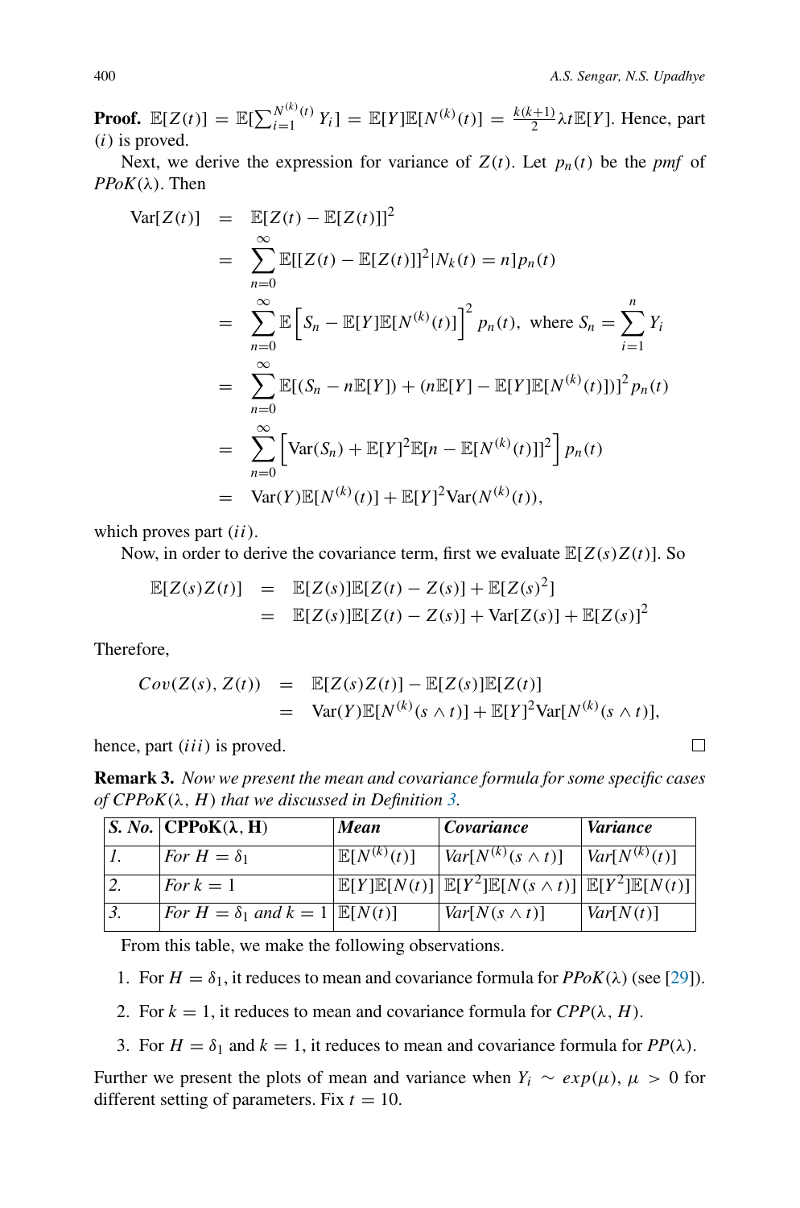**Proof.** $\mathbb{E}[Z(t)] = \mathbb{E}[\sum_{i=1}^{N^{(k)}(t)} Y_i] = \mathbb{E}[Y]\mathbb{E}[N^{(k)}(t)] = \frac{k(k+1)}{2}\lambda t \mathbb{E}[Y]$. Hence, part $(i)$ is proved.

Next, we derive the expression for variance of $Z(t)$. Let $p_n(t)$ be the *pmf* of $PPoK(\lambda)$. Then

$$
\begin{aligned}
\mathrm{Var}[Z(t)] &= \mathbb{E}[Z(t) - \mathbb{E}[Z(t)]]^2 \\
&= \sum_{n=0}^{\infty} \mathbb{E}[[Z(t) - \mathbb{E}[Z(t)]]^2 | N_k(t) = n] p_n(t) \\
&= \sum_{n=0}^{\infty} \mathbb{E}\left[S_n - \mathbb{E}[Y]\mathbb{E}[N^{(k)}(t)]\right]^2 p_n(t), \text{ where } S_n = \sum_{i=1}^{n} Y_i \\
&= \sum_{n=0}^{\infty} \mathbb{E}[(S_n - n\mathbb{E}[Y]) + (n\mathbb{E}[Y] - \mathbb{E}[Y]\mathbb{E}[N^{(k)}(t)])]^2 p_n(t) \\
&= \sum_{n=0}^{\infty} \left[\mathrm{Var}(S_n) + \mathbb{E}[Y]^2 \mathbb{E}[n - \mathbb{E}[N^{(k)}(t)]]^2\right] p_n(t) \\
&= \mathrm{Var}(Y)\mathbb{E}[N^{(k)}(t)] + \mathbb{E}[Y]^2 \mathrm{Var}(N^{(k)}(t)),
\end{aligned}
$$

which proves part $(ii)$.

Now, in order to derive the covariance term, first we evaluate $\mathbb{E}[Z(s)Z(t)]$. So

$$
\begin{aligned}
\mathbb{E}[Z(s)Z(t)] &= \mathbb{E}[Z(s)]\mathbb{E}[Z(t) - Z(s)] + \mathbb{E}[Z(s)^2] \\
&= \mathbb{E}[Z(s)]\mathbb{E}[Z(t) - Z(s)] + \mathrm{Var}[Z(s)] + \mathbb{E}[Z(s)]^2
\end{aligned}
$$

Therefore,

$$
\begin{aligned}
Cov(Z(s), Z(t)) &= \mathbb{E}[Z(s)Z(t)] - \mathbb{E}[Z(s)]\mathbb{E}[Z(t)] \\
&= \mathrm{Var}(Y)\mathbb{E}[N^{(k)}(s \wedge t)] + \mathbb{E}[Y]^2 \mathrm{Var}[N^{(k)}(s \wedge t)],
\end{aligned}
$$

hence, part $(iii)$ is proved. □

**Remark 3.** *Now we present the mean and covariance formula for some specific cases of $CPPoK(\lambda, H)$ that we discussed in Definition 3.*

| S. No. | CPPoK($\lambda$, H) | Mean | Covariance | Variance |
|---|---|---|---|---|
| 1. | For $H = \delta_1$ | $\mathbb{E}[N^{(k)}(t)]$ | $Var[N^{(k)}(s \wedge t)]$ | $Var[N^{(k)}(t)]$ |
| 2. | For $k = 1$ | $\mathbb{E}[Y]\mathbb{E}[N(t)]$ | $\mathbb{E}[Y^2]\mathbb{E}[N(s \wedge t)]$ | $\mathbb{E}[Y^2]\mathbb{E}[N(t)]$ |
| 3. | For $H = \delta_1$ and $k = 1$ | $\mathbb{E}[N(t)]$ | $Var[N(s \wedge t)]$ | $Var[N(t)]$ |

From this table, we make the following observations.

1. For $H = \delta_1$, it reduces to mean and covariance formula for $PPoK(\lambda)$ (see [29]).
2. For $k = 1$, it reduces to mean and covariance formula for $CPP(\lambda, H)$.
3. For $H = \delta_1$ and $k = 1$, it reduces to mean and covariance formula for $PP(\lambda)$.

Further we present the plots of mean and variance when $Y_i \sim exp(\mu)$, $\mu > 0$ for different setting of parameters. Fix $t = 10$.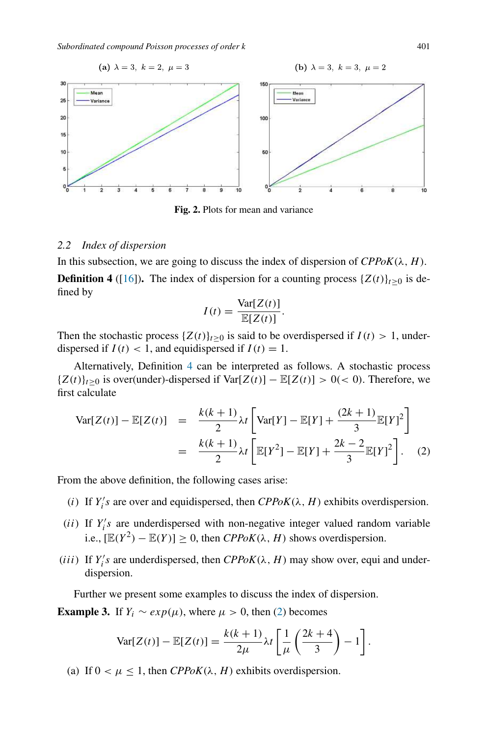(a) $\lambda = 3,\ k = 2,\ \mu = 3$ (b) $\lambda = 3,\ k = 3,\ \mu = 2$

**Fig. 2.** Plots for mean and variance

### 2.2 Index of dispersion

In this subsection, we are going to discuss the index of dispersion of $CPPoK(\lambda, H)$.

**Definition 4** ([16])**.** The index of dispersion for a counting process $\{Z(t)\}_{t\geq 0}$ is defined by

$$I(t) = \frac{\text{Var}[Z(t)]}{\mathbb{E}[Z(t)]}.$$

Then the stochastic process $\{Z(t)\}_{t\geq 0}$ is said to be overdispersed if $I(t) > 1$, underdispersed if $I(t) < 1$, and equidispersed if $I(t) = 1$.

Alternatively, Definition 4 can be interpreted as follows. A stochastic process $\{Z(t)\}_{t\geq 0}$ is over(under)-dispersed if $\text{Var}[Z(t)] - \mathbb{E}[Z(t)] > 0 (< 0)$. Therefore, we first calculate

$$\begin{aligned}
\text{Var}[Z(t)] - \mathbb{E}[Z(t)] &= \frac{k(k+1)}{2}\lambda t \left[\text{Var}[Y] - \mathbb{E}[Y] + \frac{(2k+1)}{3}\mathbb{E}[Y]^2\right] \\
&= \frac{k(k+1)}{2}\lambda t \left[\mathbb{E}[Y^2] - \mathbb{E}[Y] + \frac{2k-2}{3}\mathbb{E}[Y]^2\right]. \qquad (2)
\end{aligned}$$

From the above definition, the following cases arise:

$(i)$ If $Y_i's$ are over and equidispersed, then $CPPoK(\lambda, H)$ exhibits overdispersion.

$(ii)$ If $Y_i's$ are underdispersed with non-negative integer valued random variable i.e., $[\mathbb{E}(Y^2) - \mathbb{E}(Y)] \geq 0$, then $CPPoK(\lambda, H)$ shows overdispersion.

$(iii)$ If $Y_i's$ are underdispersed, then $CPPoK(\lambda, H)$ may show over, equi and under-dispersion.

Further we present some examples to discuss the index of dispersion.

**Example 3.** If $Y_i \sim exp(\mu)$, where $\mu > 0$, then (2) becomes

$$\text{Var}[Z(t)] - \mathbb{E}[Z(t)] = \frac{k(k+1)}{2\mu}\lambda t \left[\frac{1}{\mu}\left(\frac{2k+4}{3}\right) - 1\right].$$

(a) If $0 < \mu \leq 1$, then $CPPoK(\lambda, H)$ exhibits overdispersion.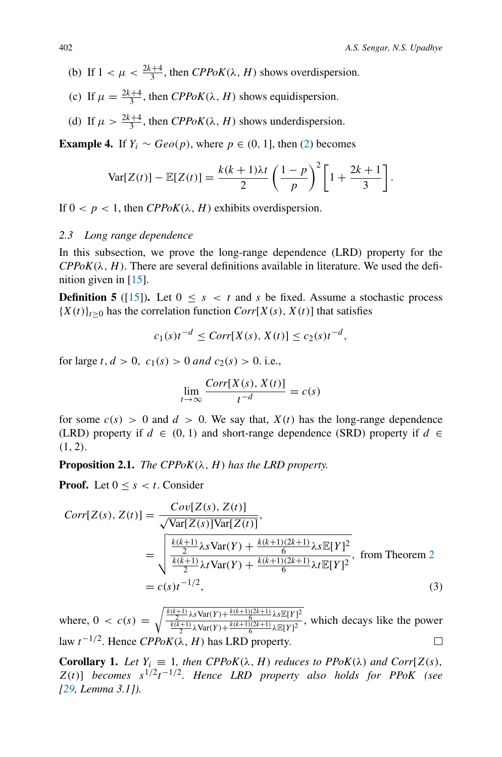(b) If $1 < \mu < \frac{2k+4}{3}$, then *CPPoK*$(\lambda, H)$ shows overdispersion.

(c) If $\mu = \frac{2k+4}{3}$, then *CPPoK*$(\lambda, H)$ shows equidispersion.

(d) If $\mu > \frac{2k+4}{3}$, then *CPPoK*$(\lambda, H)$ shows underdispersion.

**Example 4.** If $Y_i \sim Geo(p)$, where $p \in (0, 1]$, then (2) becomes

$$\text{Var}[Z(t)] - \mathbb{E}[Z(t)] = \frac{k(k+1)\lambda t}{2}\left(\frac{1-p}{p}\right)^2\left[1 + \frac{2k+1}{3}\right].$$

If $0 < p < 1$, then *CPPoK*$(\lambda, H)$ exhibits overdispersion.

### 2.3 Long range dependence

In this subsection, we prove the long-range dependence (LRD) property for the *CPPoK*$(\lambda, H)$. There are several definitions available in literature. We used the definition given in [15].

**Definition 5** ([15])**.** Let $0 \le s < t$ and $s$ be fixed. Assume a stochastic process $\{X(t)\}_{t\ge 0}$ has the correlation function $Corr[X(s), X(t)]$ that satisfies

$$c_1(s)t^{-d} \le Corr[X(s), X(t)] \le c_2(s)t^{-d},$$

for large $t, d > 0,\ c_1(s) > 0$ *and* $c_2(s) > 0$. i.e.,

$$\lim_{t\to\infty} \frac{Corr[X(s), X(t)]}{t^{-d}} = c(s)$$

for some $c(s) > 0$ and $d > 0$. We say that, $X(t)$ has the long-range dependence (LRD) property if $d \in (0, 1)$ and short-range dependence (SRD) property if $d \in (1, 2)$.

**Proposition 2.1.** *The CPPoK*$(\lambda, H)$ *has the LRD property.*

**Proof.** Let $0 \le s < t$. Consider

$$\begin{aligned}
Corr[Z(s), Z(t)] &= \frac{Cov[Z(s), Z(t)]}{\sqrt{\text{Var}[Z(s)]\text{Var}[Z(t)]}}, \\
&= \sqrt{\frac{\frac{k(k+1)}{2}\lambda s\text{Var}(Y) + \frac{k(k+1)(2k+1)}{6}\lambda s\mathbb{E}[Y]^2}{\frac{k(k+1)}{2}\lambda t\text{Var}(Y) + \frac{k(k+1)(2k+1)}{6}\lambda t\mathbb{E}[Y]^2}}, \text{ from Theorem 2} \\
&= c(s)t^{-1/2}, \qquad (3)
\end{aligned}$$

where, $0 < c(s) = \sqrt{\frac{\frac{k(k+1)}{2}\lambda s\text{Var}(Y) + \frac{k(k+1)(2k+1)}{6}\lambda s\mathbb{E}[Y]^2}{\frac{k(k+1)}{2}\lambda\text{Var}(Y) + \frac{k(k+1)(2k+1)}{6}\lambda\mathbb{E}[Y]^2}}$, which decays like the power law $t^{-1/2}$. Hence *CPPoK*$(\lambda, H)$ has LRD property. □

**Corollary 1.** *Let* $Y_i \equiv 1$, *then CPPoK*$(\lambda, H)$ *reduces to PPoK*$(\lambda)$ *and* $Corr[Z(s), Z(t)]$ *becomes* $s^{1/2}t^{-1/2}$. *Hence LRD property also holds for PPoK (see [29, Lemma 3.1]).*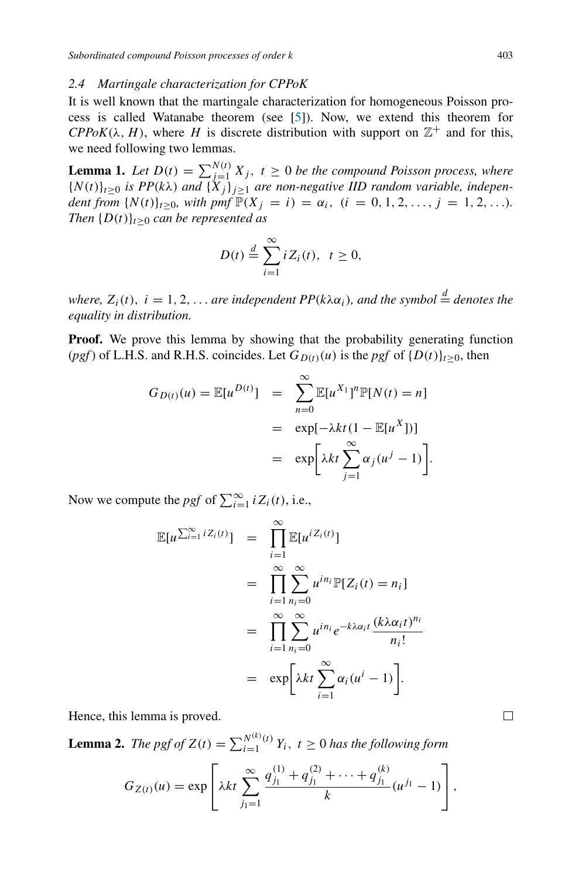### 2.4 Martingale characterization for CPPoK

It is well known that the martingale characterization for homogeneous Poisson process is called Watanabe theorem (see [5]). Now, we extend this theorem for *CPPoK*$(\lambda, H)$, where $H$ is discrete distribution with support on $\mathbb{Z}^+$ and for this, we need following two lemmas.

**Lemma 1.** *Let $D(t) = \sum_{j=1}^{N(t)} X_j,\ t \geq 0$ be the compound Poisson process, where $\{N(t)\}_{t\geq 0}$ is PP$(k\lambda)$ and $\{X_j\}_{j\geq 1}$ are non-negative IID random variable, independent from $\{N(t)\}_{t\geq 0}$, with pmf $\mathbb{P}(X_j = i) = \alpha_i,\ (i = 0, 1, 2, \ldots,\ j = 1, 2, \ldots)$. Then $\{D(t)\}_{t\geq 0}$ can be represented as*

$$D(t) \stackrel{d}{=} \sum_{i=1}^{\infty} i Z_i(t), \quad t \geq 0,$$

*where, $Z_i(t),\ i = 1, 2, \ldots$ are independent PP$(k\lambda\alpha_i)$, and the symbol $\stackrel{d}{=}$ denotes the equality in distribution.*

**Proof.** We prove this lemma by showing that the probability generating function (*pgf*) of L.H.S. and R.H.S. coincides. Let $G_{D(t)}(u)$ is the *pgf* of $\{D(t)\}_{t\geq 0}$, then

$$\begin{aligned}
G_{D(t)}(u) = \mathbb{E}[u^{D(t)}] &= \sum_{n=0}^{\infty} \mathbb{E}[u^{X_1}]^n \mathbb{P}[N(t) = n] \\
&= \exp[-\lambda k t(1 - \mathbb{E}[u^X])] \\
&= \exp\left[\lambda k t \sum_{j=1}^{\infty} \alpha_j (u^j - 1)\right].
\end{aligned}$$

Now we compute the *pgf* of $\sum_{i=1}^{\infty} i Z_i(t)$, i.e.,

$$\begin{aligned}
\mathbb{E}[u^{\sum_{i=1}^{\infty} i Z_i(t)}] &= \prod_{i=1}^{\infty} \mathbb{E}[u^{i Z_i(t)}] \\
&= \prod_{i=1}^{\infty} \sum_{n_i=0}^{\infty} u^{i n_i} \mathbb{P}[Z_i(t) = n_i] \\
&= \prod_{i=1}^{\infty} \sum_{n_i=0}^{\infty} u^{i n_i} e^{-k\lambda\alpha_i t} \frac{(k\lambda\alpha_i t)^{n_i}}{n_i!} \\
&= \exp\left[\lambda k t \sum_{i=1}^{\infty} \alpha_i (u^i - 1)\right].
\end{aligned}$$

Hence, this lemma is proved. □

**Lemma 2.** *The pgf of $Z(t) = \sum_{i=1}^{N^{(k)}(t)} Y_i,\ t \geq 0$ has the following form*

$$G_{Z(t)}(u) = \exp\left[\lambda k t \sum_{j_1=1}^{\infty} \frac{q_{j_1}^{(1)} + q_{j_1}^{(2)} + \cdots + q_{j_1}^{(k)}}{k} (u^{j_1} - 1)\right],$$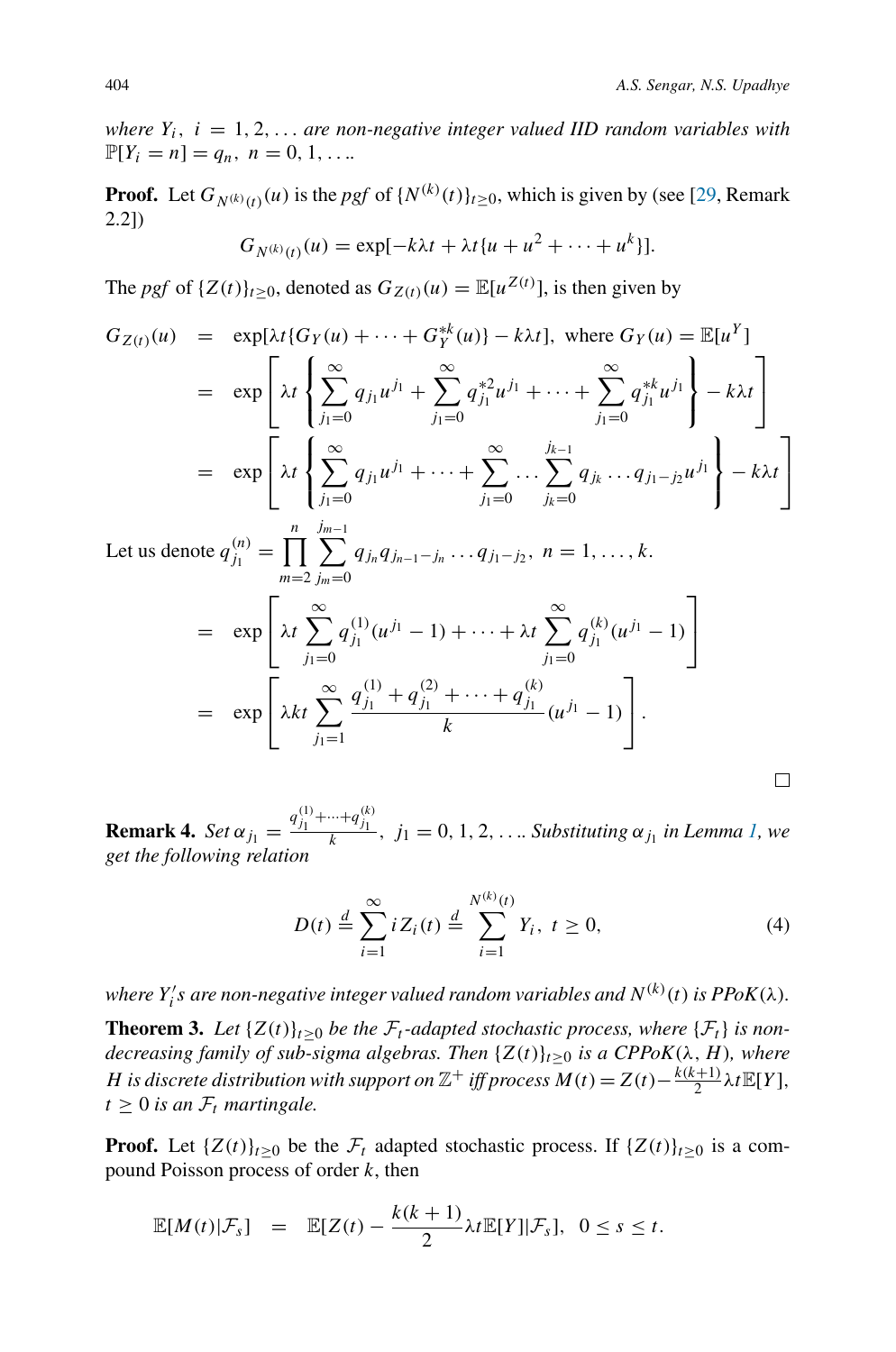*where $Y_i,\ i = 1, 2, \ldots$ are non-negative integer valued IID random variables with $\mathbb{P}[Y_i = n] = q_n,\ n = 0, 1, \ldots$.*

**Proof.** Let $G_{N^{(k)}(t)}(u)$ is the *pgf* of $\{N^{(k)}(t)\}_{t\geq 0}$, which is given by (see [29, Remark 2.2])

$$G_{N^{(k)}(t)}(u) = \exp[-k\lambda t + \lambda t\{u + u^2 + \cdots + u^k\}].$$

The *pgf* of $\{Z(t)\}_{t\geq 0}$, denoted as $G_{Z(t)}(u) = \mathbb{E}[u^{Z(t)}]$, is then given by

$$
\begin{aligned}
G_{Z(t)}(u) &= \exp[\lambda t\{G_Y(u) + \cdots + G_Y^{*k}(u)\} - k\lambda t], \text{ where } G_Y(u) = \mathbb{E}[u^Y] \\
&= \exp\left[\lambda t\left\{\sum_{j_1=0}^{\infty} q_{j_1}u^{j_1} + \sum_{j_1=0}^{\infty} q_{j_1}^{*2}u^{j_1} + \cdots + \sum_{j_1=0}^{\infty} q_{j_1}^{*k}u^{j_1}\right\} - k\lambda t\right] \\
&= \exp\left[\lambda t\left\{\sum_{j_1=0}^{\infty} q_{j_1}u^{j_1} + \cdots + \sum_{j_1=0}^{\infty}\cdots\sum_{j_k=0}^{j_{k-1}} q_{j_k}\ldots q_{j_1-j_2}u^{j_1}\right\} - k\lambda t\right]
\end{aligned}
$$

Let us denote $q_{j_1}^{(n)} = \prod_{m=2}^{n}\sum_{j_m=0}^{j_{m-1}} q_{j_n}q_{j_{n-1}-j_n}\ldots q_{j_1-j_2},\ n = 1, \ldots, k.$

$$
\begin{aligned}
&= \exp\left[\lambda t\sum_{j_1=0}^{\infty} q_{j_1}^{(1)}(u^{j_1} - 1) + \cdots + \lambda t\sum_{j_1=0}^{\infty} q_{j_1}^{(k)}(u^{j_1} - 1)\right] \\
&= \exp\left[\lambda k t\sum_{j_1=1}^{\infty}\frac{q_{j_1}^{(1)} + q_{j_1}^{(2)} + \cdots + q_{j_1}^{(k)}}{k}(u^{j_1} - 1)\right].
\end{aligned}
$$

□

**Remark 4.** *Set $\alpha_{j_1} = \frac{q_{j_1}^{(1)}+\cdots+q_{j_1}^{(k)}}{k},\ j_1 = 0, 1, 2, \ldots$. Substituting $\alpha_{j_1}$ in Lemma 1, we get the following relation*

$$D(t) \stackrel{d}{=} \sum_{i=1}^{\infty} iZ_i(t) \stackrel{d}{=} \sum_{i=1}^{N^{(k)}(t)} Y_i,\ t \geq 0, \tag{4}$$

*where $Y_i's$ are non-negative integer valued random variables and $N^{(k)}(t)$ is PPoK($\lambda$).*

**Theorem 3.** *Let $\{Z(t)\}_{t\geq 0}$ be the $\mathcal{F}_t$-adapted stochastic process, where $\{\mathcal{F}_t\}$ is non-decreasing family of sub-sigma algebras. Then $\{Z(t)\}_{t\geq 0}$ is a CPPoK($\lambda$, $H$), where $H$ is discrete distribution with support on $\mathbb{Z}^+$ iff process $M(t) = Z(t) - \frac{k(k+1)}{2}\lambda t\mathbb{E}[Y]$, $t \geq 0$ is an $\mathcal{F}_t$ martingale.*

**Proof.** Let $\{Z(t)\}_{t\geq 0}$ be the $\mathcal{F}_t$ adapted stochastic process. If $\{Z(t)\}_{t\geq 0}$ is a compound Poisson process of order $k$, then

$$\mathbb{E}[M(t)|\mathcal{F}_s] = \mathbb{E}[Z(t) - \frac{k(k+1)}{2}\lambda t\mathbb{E}[Y]|\mathcal{F}_s],\quad 0 \leq s \leq t.$$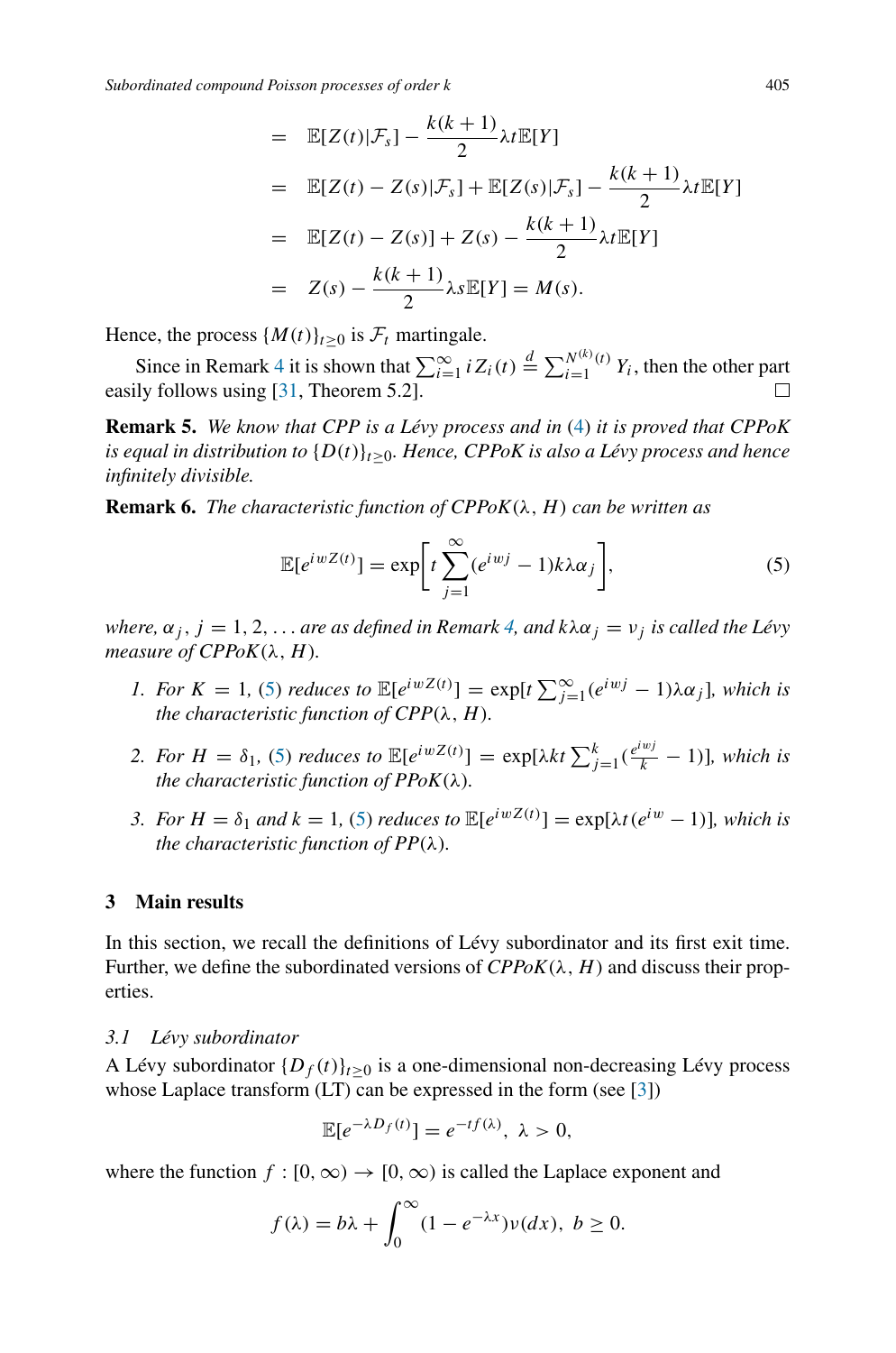$$
\begin{aligned}
&= \mathbb{E}[Z(t)|\mathcal{F}_s] - \frac{k(k+1)}{2}\lambda t \mathbb{E}[Y] \\
&= \mathbb{E}[Z(t) - Z(s)|\mathcal{F}_s] + \mathbb{E}[Z(s)|\mathcal{F}_s] - \frac{k(k+1)}{2}\lambda t \mathbb{E}[Y] \\
&= \mathbb{E}[Z(t) - Z(s)] + Z(s) - \frac{k(k+1)}{2}\lambda t \mathbb{E}[Y] \\
&= Z(s) - \frac{k(k+1)}{2}\lambda s \mathbb{E}[Y] = M(s).
\end{aligned}
$$

Hence, the process $\{M(t)\}_{t\geq 0}$ is $\mathcal{F}_t$ martingale.

Since in Remark 4 it is shown that $\sum_{i=1}^{\infty} iZ_i(t) \stackrel{d}{=} \sum_{i=1}^{N^{(k)}(t)} Y_i$, then the other part easily follows using [31, Theorem 5.2]. ☐

**Remark 5.** *We know that CPP is a Lévy process and in (4) it is proved that CPPoK is equal in distribution to $\{D(t)\}_{t\geq 0}$. Hence, CPPoK is also a Lévy process and hence infinitely divisible.*

**Remark 6.** *The characteristic function of CPPoK$(\lambda, H)$ can be written as*

$$
\mathbb{E}[e^{iwZ(t)}] = \exp\left[t \sum_{j=1}^{\infty} (e^{iwj} - 1)k\lambda\alpha_j\right], \tag{5}
$$

*where, $\alpha_j$, $j = 1, 2, \ldots$ are as defined in Remark 4, and $k\lambda\alpha_j = \nu_j$ is called the Lévy measure of CPPoK$(\lambda, H)$.*

1. *For $K = 1$, (5) reduces to $\mathbb{E}[e^{iwZ(t)}] = \exp[t \sum_{j=1}^{\infty}(e^{iwj} - 1)\lambda\alpha_j]$, which is the characteristic function of CPP$(\lambda, H)$.*
2. *For $H = \delta_1$, (5) reduces to $\mathbb{E}[e^{iwZ(t)}] = \exp[\lambda kt \sum_{j=1}^{k}(\frac{e^{iwj}}{k} - 1)]$, which is the characteristic function of PPoK$(\lambda)$.*
3. *For $H = \delta_1$ and $k = 1$, (5) reduces to $\mathbb{E}[e^{iwZ(t)}] = \exp[\lambda t(e^{iw} - 1)]$, which is the characteristic function of PP$(\lambda)$.*

## 3 Main results

In this section, we recall the definitions of Lévy subordinator and its first exit time. Further, we define the subordinated versions of *CPPoK$(\lambda, H)$* and discuss their properties.

### 3.1 Lévy subordinator

A Lévy subordinator $\{D_f(t)\}_{t\geq 0}$ is a one-dimensional non-decreasing Lévy process whose Laplace transform (LT) can be expressed in the form (see [3])

$$
\mathbb{E}[e^{-\lambda D_f(t)}] = e^{-tf(\lambda)}, \ \lambda > 0,
$$

where the function $f : [0, \infty) \to [0, \infty)$ is called the Laplace exponent and

$$
f(\lambda) = b\lambda + \int_0^{\infty} (1 - e^{-\lambda x})\nu(dx), \ b \geq 0.
$$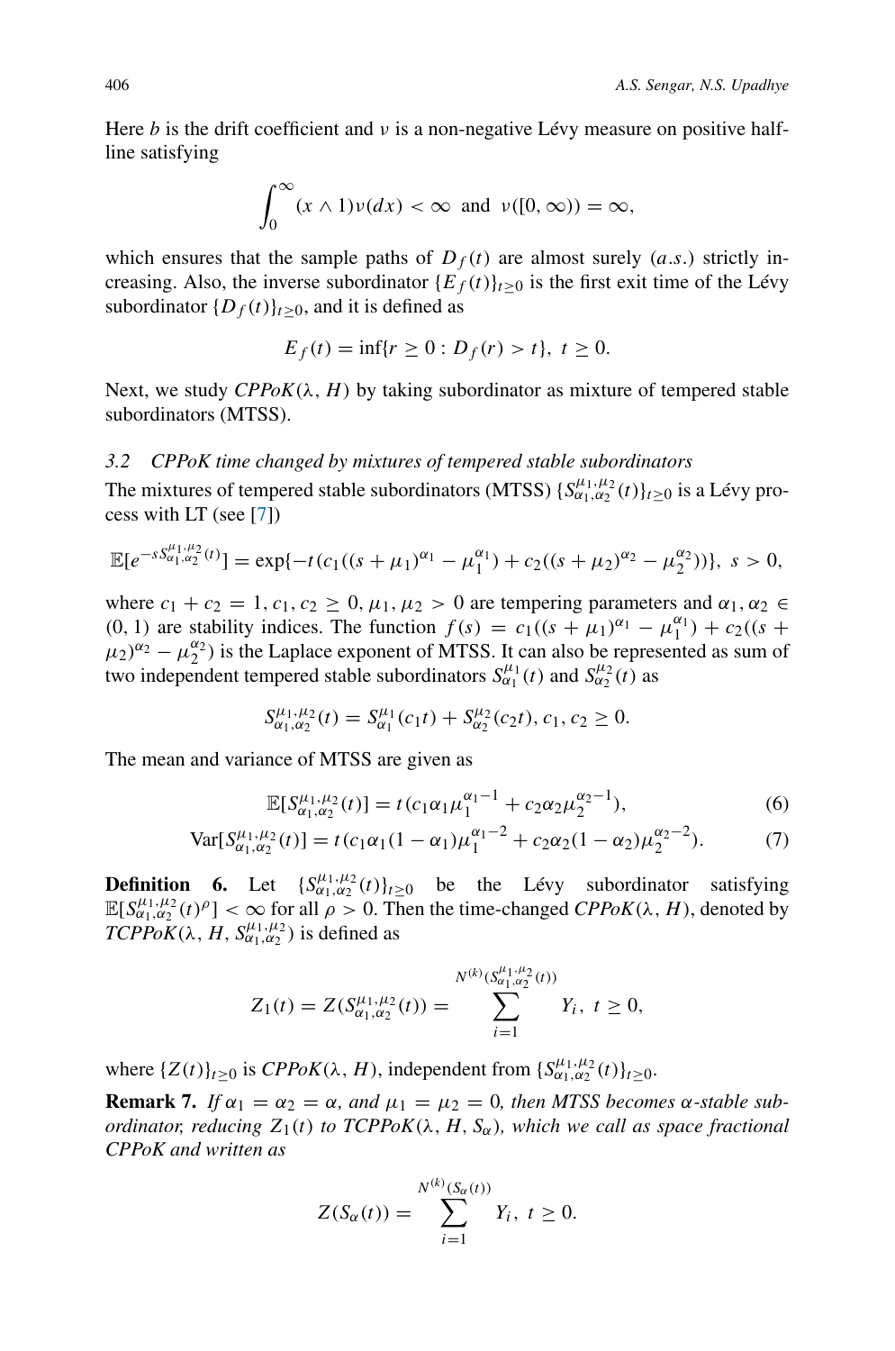Here $b$ is the drift coefficient and $\nu$ is a non-negative Lévy measure on positive half-line satisfying

$$\int_0^\infty (x \wedge 1)\nu(dx) < \infty \text{ and } \nu([0, \infty)) = \infty,$$

which ensures that the sample paths of $D_f(t)$ are almost surely ($a.s.$) strictly increasing. Also, the inverse subordinator $\{E_f(t)\}_{t\geq 0}$ is the first exit time of the Lévy subordinator $\{D_f(t)\}_{t\geq 0}$, and it is defined as

$$E_f(t) = \inf\{r \geq 0 : D_f(r) > t\},\ t \geq 0.$$

Next, we study *CPPoK*$(\lambda, H)$ by taking subordinator as mixture of tempered stable subordinators (MTSS).

### 3.2 CPPoK time changed by mixtures of tempered stable subordinators

The mixtures of tempered stable subordinators (MTSS) $\{S^{\mu_1,\mu_2}_{\alpha_1,\alpha_2}(t)\}_{t\geq 0}$ is a Lévy process with LT (see [7])

$$\mathbb{E}[e^{-sS^{\mu_1,\mu_2}_{\alpha_1,\alpha_2}(t)}] = \exp\{-t(c_1((s+\mu_1)^{\alpha_1} - \mu_1^{\alpha_1}) + c_2((s+\mu_2)^{\alpha_2} - \mu_2^{\alpha_2}))\},\ s > 0,$$

where $c_1 + c_2 = 1$, $c_1, c_2 \geq 0$, $\mu_1, \mu_2 > 0$ are tempering parameters and $\alpha_1, \alpha_2 \in (0, 1)$ are stability indices. The function $f(s) = c_1((s+\mu_1)^{\alpha_1} - \mu_1^{\alpha_1}) + c_2((s+\mu_2)^{\alpha_2} - \mu_2^{\alpha_2})$ is the Laplace exponent of MTSS. It can also be represented as sum of two independent tempered stable subordinators $S^{\mu_1}_{\alpha_1}(t)$ and $S^{\mu_2}_{\alpha_2}(t)$ as

$$S^{\mu_1,\mu_2}_{\alpha_1,\alpha_2}(t) = S^{\mu_1}_{\alpha_1}(c_1 t) + S^{\mu_2}_{\alpha_2}(c_2 t),\ c_1, c_2 \geq 0.$$

The mean and variance of MTSS are given as

$$\mathbb{E}[S^{\mu_1,\mu_2}_{\alpha_1,\alpha_2}(t)] = t(c_1\alpha_1\mu_1^{\alpha_1-1} + c_2\alpha_2\mu_2^{\alpha_2-1}), \tag{6}$$

$$\mathrm{Var}[S^{\mu_1,\mu_2}_{\alpha_1,\alpha_2}(t)] = t(c_1\alpha_1(1-\alpha_1)\mu_1^{\alpha_1-2} + c_2\alpha_2(1-\alpha_2)\mu_2^{\alpha_2-2}). \tag{7}$$

**Definition 6.** Let $\{S^{\mu_1,\mu_2}_{\alpha_1,\alpha_2}(t)\}_{t\geq 0}$ be the Lévy subordinator satisfying $\mathbb{E}[S^{\mu_1,\mu_2}_{\alpha_1,\alpha_2}(t)^\rho] < \infty$ for all $\rho > 0$. Then the time-changed *CPPoK*$(\lambda, H)$, denoted by *TCPPoK*$(\lambda, H, S^{\mu_1,\mu_2}_{\alpha_1,\alpha_2})$ is defined as

$$Z_1(t) = Z(S^{\mu_1,\mu_2}_{\alpha_1,\alpha_2}(t)) = \sum_{i=1}^{N^{(k)}(S^{\mu_1,\mu_2}_{\alpha_1,\alpha_2}(t))} Y_i,\ t \geq 0,$$

where $\{Z(t)\}_{t\geq 0}$ is *CPPoK*$(\lambda, H)$, independent from $\{S^{\mu_1,\mu_2}_{\alpha_1,\alpha_2}(t)\}_{t\geq 0}$.

**Remark 7.** *If $\alpha_1 = \alpha_2 = \alpha$, and $\mu_1 = \mu_2 = 0$, then MTSS becomes $\alpha$-stable subordinator, reducing $Z_1(t)$ to TCPPoK$(\lambda, H, S_\alpha)$, which we call as space fractional CPPoK and written as*

$$Z(S_\alpha(t)) = \sum_{i=1}^{N^{(k)}(S_\alpha(t))} Y_i,\ t \geq 0.$$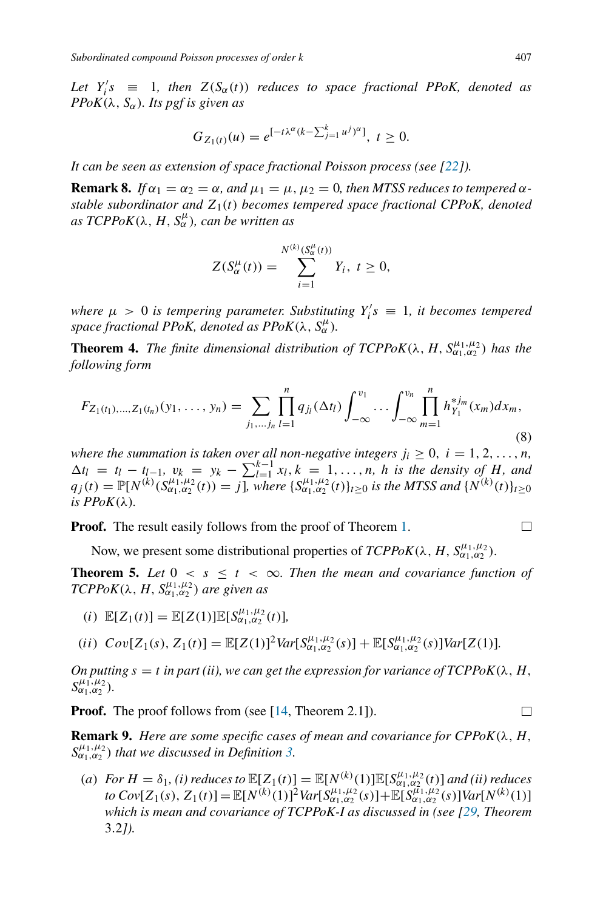*Let $Y_i's \equiv 1$, then $Z(S_\alpha(t))$ reduces to space fractional PPoK, denoted as PPoK$(\lambda, S_\alpha)$. Its pgf is given as*

$$G_{Z_1(t)}(u) = e^{[-t\lambda^\alpha(k-\sum_{j=1}^{k} u^j)^\alpha]},\ t \geq 0.$$

*It can be seen as extension of space fractional Poisson process (see [22]).*

**Remark 8.** *If $\alpha_1 = \alpha_2 = \alpha$, and $\mu_1 = \mu$, $\mu_2 = 0$, then MTSS reduces to tempered $\alpha$-stable subordinator and $Z_1(t)$ becomes tempered space fractional CPPoK, denoted as TCPPoK$(\lambda, H, S_\alpha^\mu)$, can be written as*

$$Z(S_\alpha^\mu(t)) = \sum_{i=1}^{N^{(k)}(S_\alpha^\mu(t))} Y_i,\ t \geq 0,$$

*where $\mu > 0$ is tempering parameter. Substituting $Y_i's \equiv 1$, it becomes tempered space fractional PPoK, denoted as PPoK$(\lambda, S_\alpha^\mu)$.*

**Theorem 4.** *The finite dimensional distribution of TCPPoK$(\lambda, H, S_{\alpha_1,\alpha_2}^{\mu_1,\mu_2})$ has the following form*

$$F_{Z_1(t_1),\ldots,Z_1(t_n)}(y_1,\ldots,y_n) = \sum_{j_1,\ldots j_n} \prod_{l=1}^{n} q_{j_l}(\Delta t_l) \int_{-\infty}^{v_1} \cdots \int_{-\infty}^{v_n} \prod_{m=1}^{n} h_{Y_1}^{*j_m}(x_m) dx_m, \tag{8}$$

*where the summation is taken over all non-negative integers $j_i \geq 0$, $i = 1, 2, \ldots, n$, $\Delta t_l = t_l - t_{l-1}$, $v_k = y_k - \sum_{l=1}^{k-1} x_l, k = 1, \ldots, n$, $h$ is the density of $H$, and $q_j(t) = \mathbb{P}[N^{(k)}(S_{\alpha_1,\alpha_2}^{\mu_1,\mu_2}(t)) = j]$, where $\{S_{\alpha_1,\alpha_2}^{\mu_1,\mu_2}(t)\}_{t\geq 0}$ is the MTSS and $\{N^{(k)}(t)\}_{t\geq 0}$ is PPoK$(\lambda)$.*

**Proof.** The result easily follows from the proof of Theorem 1. □

Now, we present some distributional properties of *TCPPoK*$(\lambda, H, S_{\alpha_1,\alpha_2}^{\mu_1,\mu_2})$.

**Theorem 5.** *Let $0 < s \leq t < \infty$. Then the mean and covariance function of TCPPoK$(\lambda, H, S_{\alpha_1,\alpha_2}^{\mu_1,\mu_2})$ are given as*

*(i)* $\mathbb{E}[Z_1(t)] = \mathbb{E}[Z(1)]\mathbb{E}[S_{\alpha_1,\alpha_2}^{\mu_1,\mu_2}(t)]$,

*(ii)* $Cov[Z_1(s), Z_1(t)] = \mathbb{E}[Z(1)]^2 Var[S_{\alpha_1,\alpha_2}^{\mu_1,\mu_2}(s)] + \mathbb{E}[S_{\alpha_1,\alpha_2}^{\mu_1,\mu_2}(s)]Var[Z(1)]$.

*On putting $s = t$ in part (ii), we can get the expression for variance of TCPPoK$(\lambda, H, S_{\alpha_1,\alpha_2}^{\mu_1,\mu_2})$.*

**Proof.** The proof follows from (see [14, Theorem 2.1]). □

**Remark 9.** *Here are some specific cases of mean and covariance for CPPoK$(\lambda, H, S_{\alpha_1,\alpha_2}^{\mu_1,\mu_2})$ that we discussed in Definition 3.*

*(a) For $H = \delta_1$, (i) reduces to $\mathbb{E}[Z_1(t)] = \mathbb{E}[N^{(k)}(1)]\mathbb{E}[S_{\alpha_1,\alpha_2}^{\mu_1,\mu_2}(t)]$ and (ii) reduces to $Cov[Z_1(s), Z_1(t)] = \mathbb{E}[N^{(k)}(1)]^2 Var[S_{\alpha_1,\alpha_2}^{\mu_1,\mu_2}(s)] + \mathbb{E}[S_{\alpha_1,\alpha_2}^{\mu_1,\mu_2}(s)]Var[N^{(k)}(1)]$ which is mean and covariance of TCPPoK-I as discussed in (see [29, Theorem 3.2]).*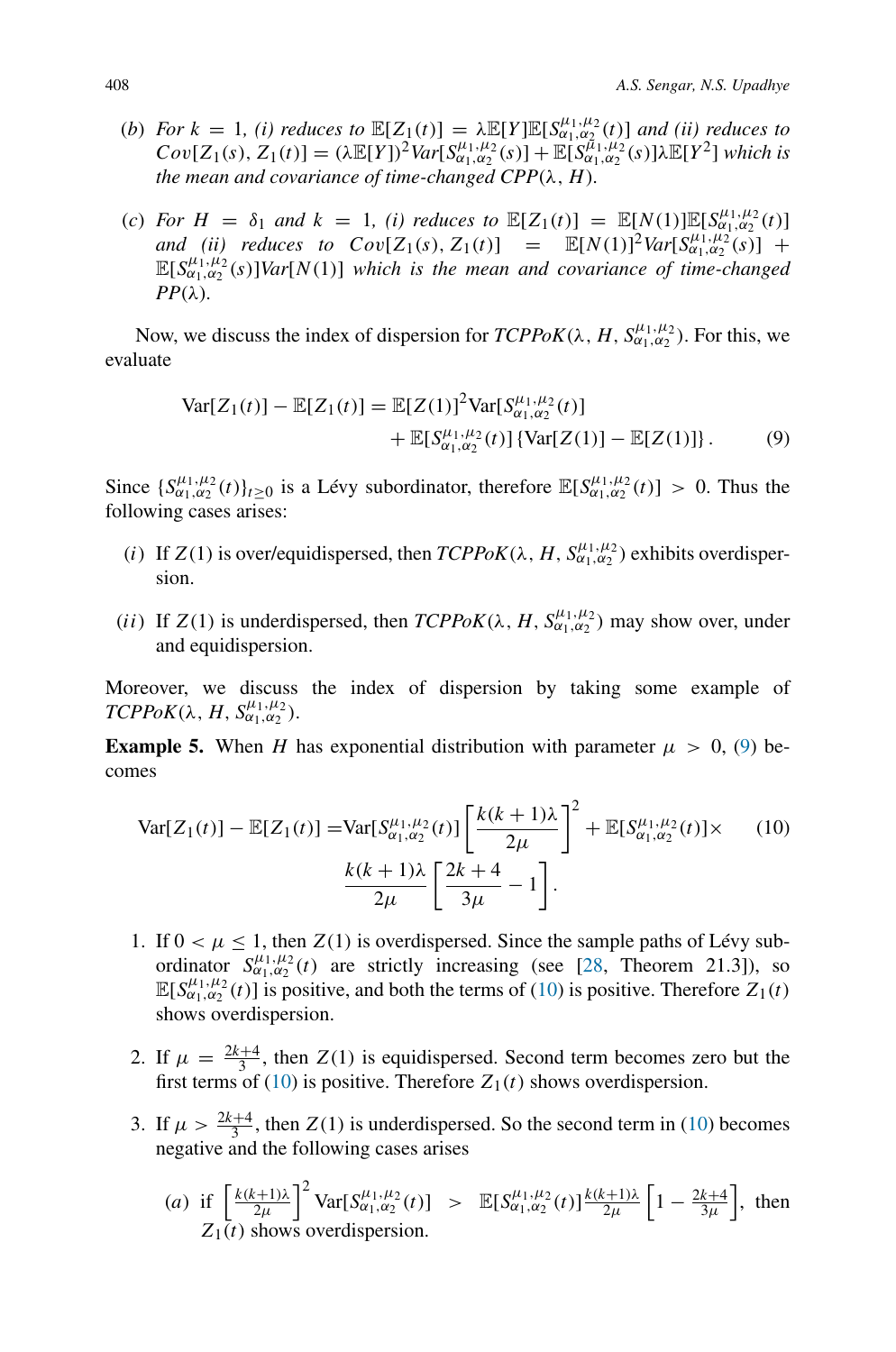(b) *For $k = 1$, (i) reduces to $\mathbb{E}[Z_1(t)] = \lambda\mathbb{E}[Y]\mathbb{E}[S^{\mu_1,\mu_2}_{\alpha_1,\alpha_2}(t)]$ and (ii) reduces to $Cov[Z_1(s), Z_1(t)] = (\lambda\mathbb{E}[Y])^2 Var[S^{\mu_1,\mu_2}_{\alpha_1,\alpha_2}(s)] + \mathbb{E}[S^{\mu_1,\mu_2}_{\alpha_1,\alpha_2}(s)]\lambda\mathbb{E}[Y^2]$ which is the mean and covariance of time-changed CPP$(\lambda, H)$.*

(c) *For $H = \delta_1$ and $k = 1$, (i) reduces to $\mathbb{E}[Z_1(t)] = \mathbb{E}[N(1)]\mathbb{E}[S^{\mu_1,\mu_2}_{\alpha_1,\alpha_2}(t)]$ and (ii) reduces to $Cov[Z_1(s), Z_1(t)] = \mathbb{E}[N(1)]^2 Var[S^{\mu_1,\mu_2}_{\alpha_1,\alpha_2}(s)] + \mathbb{E}[S^{\mu_1,\mu_2}_{\alpha_1,\alpha_2}(s)]Var[N(1)]$ which is the mean and covariance of time-changed PP$(\lambda)$.*

Now, we discuss the index of dispersion for *TCPPoK*$(\lambda, H, S^{\mu_1,\mu_2}_{\alpha_1,\alpha_2})$. For this, we evaluate

$$\begin{aligned}\mathrm{Var}[Z_1(t)] - \mathbb{E}[Z_1(t)] = \mathbb{E}[Z(1)]^2\mathrm{Var}[S^{\mu_1,\mu_2}_{\alpha_1,\alpha_2}(t)] \\ + \mathbb{E}[S^{\mu_1,\mu_2}_{\alpha_1,\alpha_2}(t)]\{\mathrm{Var}[Z(1)] - \mathbb{E}[Z(1)]\}.\end{aligned} \tag{9}$$

Since $\{S^{\mu_1,\mu_2}_{\alpha_1,\alpha_2}(t)\}_{t\geq 0}$ is a Lévy subordinator, therefore $\mathbb{E}[S^{\mu_1,\mu_2}_{\alpha_1,\alpha_2}(t)] > 0$. Thus the following cases arises:

(i) If $Z(1)$ is over/equidispersed, then *TCPPoK*$(\lambda, H, S^{\mu_1,\mu_2}_{\alpha_1,\alpha_2})$ exhibits overdispersion.

(ii) If $Z(1)$ is underdispersed, then *TCPPoK*$(\lambda, H, S^{\mu_1,\mu_2}_{\alpha_1,\alpha_2})$ may show over, under and equidispersion.

Moreover, we discuss the index of dispersion by taking some example of *TCPPoK*$(\lambda, H, S^{\mu_1,\mu_2}_{\alpha_1,\alpha_2})$.

**Example 5.** When $H$ has exponential distribution with parameter $\mu > 0$, (9) becomes

$$\begin{aligned}\mathrm{Var}[Z_1(t)] - \mathbb{E}[Z_1(t)] = &\mathrm{Var}[S^{\mu_1,\mu_2}_{\alpha_1,\alpha_2}(t)]\left[\frac{k(k+1)\lambda}{2\mu}\right]^2 + \mathbb{E}[S^{\mu_1,\mu_2}_{\alpha_1,\alpha_2}(t)]\times \\ &\frac{k(k+1)\lambda}{2\mu}\left[\frac{2k+4}{3\mu} - 1\right].\end{aligned} \tag{10}$$

1. If $0 < \mu \leq 1$, then $Z(1)$ is overdispersed. Since the sample paths of Lévy subordinator $S^{\mu_1,\mu_2}_{\alpha_1,\alpha_2}(t)$ are strictly increasing (see [28, Theorem 21.3]), so $\mathbb{E}[S^{\mu_1,\mu_2}_{\alpha_1,\alpha_2}(t)]$ is positive, and both the terms of (10) is positive. Therefore $Z_1(t)$ shows overdispersion.

2. If $\mu = \frac{2k+4}{3}$, then $Z(1)$ is equidispersed. Second term becomes zero but the first terms of (10) is positive. Therefore $Z_1(t)$ shows overdispersion.

3. If $\mu > \frac{2k+4}{3}$, then $Z(1)$ is underdispersed. So the second term in (10) becomes negative and the following cases arises

   (a) if $\left[\frac{k(k+1)\lambda}{2\mu}\right]^2 \mathrm{Var}[S^{\mu_1,\mu_2}_{\alpha_1,\alpha_2}(t)] > \mathbb{E}[S^{\mu_1,\mu_2}_{\alpha_1,\alpha_2}(t)]\frac{k(k+1)\lambda}{2\mu}\left[1 - \frac{2k+4}{3\mu}\right]$, then $Z_1(t)$ shows overdispersion.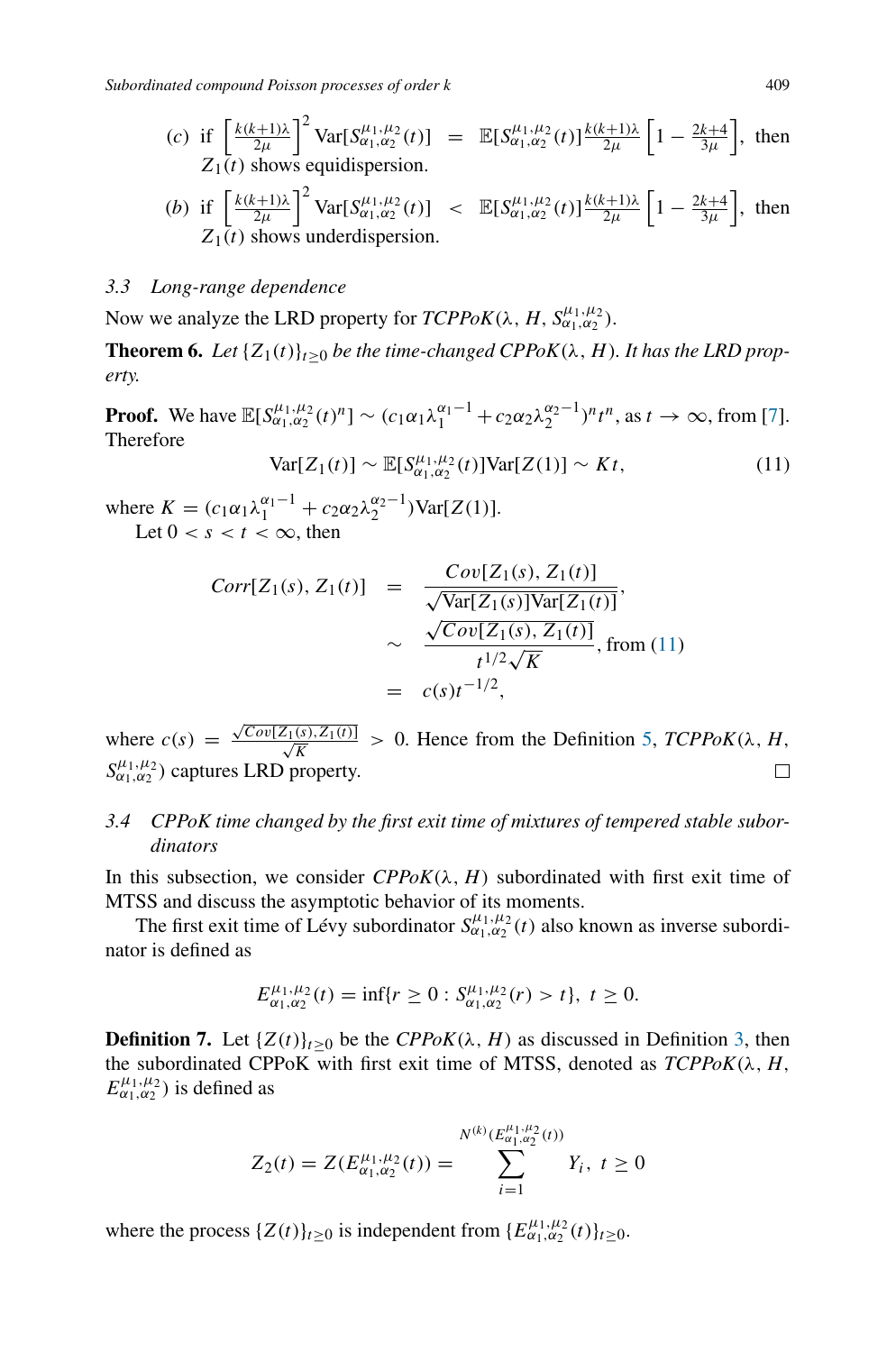(c) if $\left[\frac{k(k+1)\lambda}{2\mu}\right]^2 \text{Var}[S^{\mu_1,\mu_2}_{\alpha_1,\alpha_2}(t)] = \mathbb{E}[S^{\mu_1,\mu_2}_{\alpha_1,\alpha_2}(t)]\frac{k(k+1)\lambda}{2\mu}\left[1 - \frac{2k+4}{3\mu}\right]$, then $Z_1(t)$ shows equidispersion.

(b) if $\left[\frac{k(k+1)\lambda}{2\mu}\right]^2 \text{Var}[S^{\mu_1,\mu_2}_{\alpha_1,\alpha_2}(t)] < \mathbb{E}[S^{\mu_1,\mu_2}_{\alpha_1,\alpha_2}(t)]\frac{k(k+1)\lambda}{2\mu}\left[1 - \frac{2k+4}{3\mu}\right]$, then $Z_1(t)$ shows underdispersion.

### 3.3 Long-range dependence

Now we analyze the LRD property for *TCPPoK*$(\lambda, H, S^{\mu_1,\mu_2}_{\alpha_1,\alpha_2})$.

**Theorem 6.** *Let $\{Z_1(t)\}_{t\geq 0}$ be the time-changed CPPoK$(\lambda, H)$. It has the LRD property.*

**Proof.** We have $\mathbb{E}[S^{\mu_1,\mu_2}_{\alpha_1,\alpha_2}(t)^n] \sim (c_1\alpha_1\lambda_1^{\alpha_1-1} + c_2\alpha_2\lambda_2^{\alpha_2-1})^n t^n$, as $t \to \infty$, from [7]. Therefore

$$\text{Var}[Z_1(t)] \sim \mathbb{E}[S^{\mu_1,\mu_2}_{\alpha_1,\alpha_2}(t)]\text{Var}[Z(1)] \sim Kt, \tag{11}$$

where $K = (c_1\alpha_1\lambda_1^{\alpha_1-1} + c_2\alpha_2\lambda_2^{\alpha_2-1})\text{Var}[Z(1)]$.

Let $0 < s < t < \infty$, then

$$\begin{aligned}
Corr[Z_1(s), Z_1(t)] &= \frac{Cov[Z_1(s), Z_1(t)]}{\sqrt{\text{Var}[Z_1(s)]\text{Var}[Z_1(t)]}}, \\
&\sim \frac{\sqrt{Cov[Z_1(s), Z_1(t)]}}{t^{1/2}\sqrt{K}}, \text{ from (11)} \\
&= c(s)t^{-1/2},
\end{aligned}$$

where $c(s) = \frac{\sqrt{Cov[Z_1(s),Z_1(t)]}}{\sqrt{K}} > 0$. Hence from the Definition 5, *TCPPoK*$(\lambda, H, S^{\mu_1,\mu_2}_{\alpha_1,\alpha_2})$ captures LRD property. □

### 3.4 CPPoK time changed by the first exit time of mixtures of tempered stable subordinators

In this subsection, we consider *CPPoK*$(\lambda, H)$ subordinated with first exit time of MTSS and discuss the asymptotic behavior of its moments.

The first exit time of Lévy subordinator $S^{\mu_1,\mu_2}_{\alpha_1,\alpha_2}(t)$ also known as inverse subordinator is defined as

$$E^{\mu_1,\mu_2}_{\alpha_1,\alpha_2}(t) = \inf\{r \geq 0 : S^{\mu_1,\mu_2}_{\alpha_1,\alpha_2}(r) > t\}, \ t \geq 0.$$

**Definition 7.** Let $\{Z(t)\}_{t\geq 0}$ be the *CPPoK*$(\lambda, H)$ as discussed in Definition 3, then the subordinated CPPoK with first exit time of MTSS, denoted as *TCPPoK*$(\lambda, H, E^{\mu_1,\mu_2}_{\alpha_1,\alpha_2})$ is defined as

$$Z_2(t) = Z(E^{\mu_1,\mu_2}_{\alpha_1,\alpha_2}(t)) = \sum_{i=1}^{N^{(k)}(E^{\mu_1,\mu_2}_{\alpha_1,\alpha_2}(t))} Y_i, \ t \geq 0$$

where the process $\{Z(t)\}_{t\geq 0}$ is independent from $\{E^{\mu_1,\mu_2}_{\alpha_1,\alpha_2}(t)\}_{t\geq 0}$.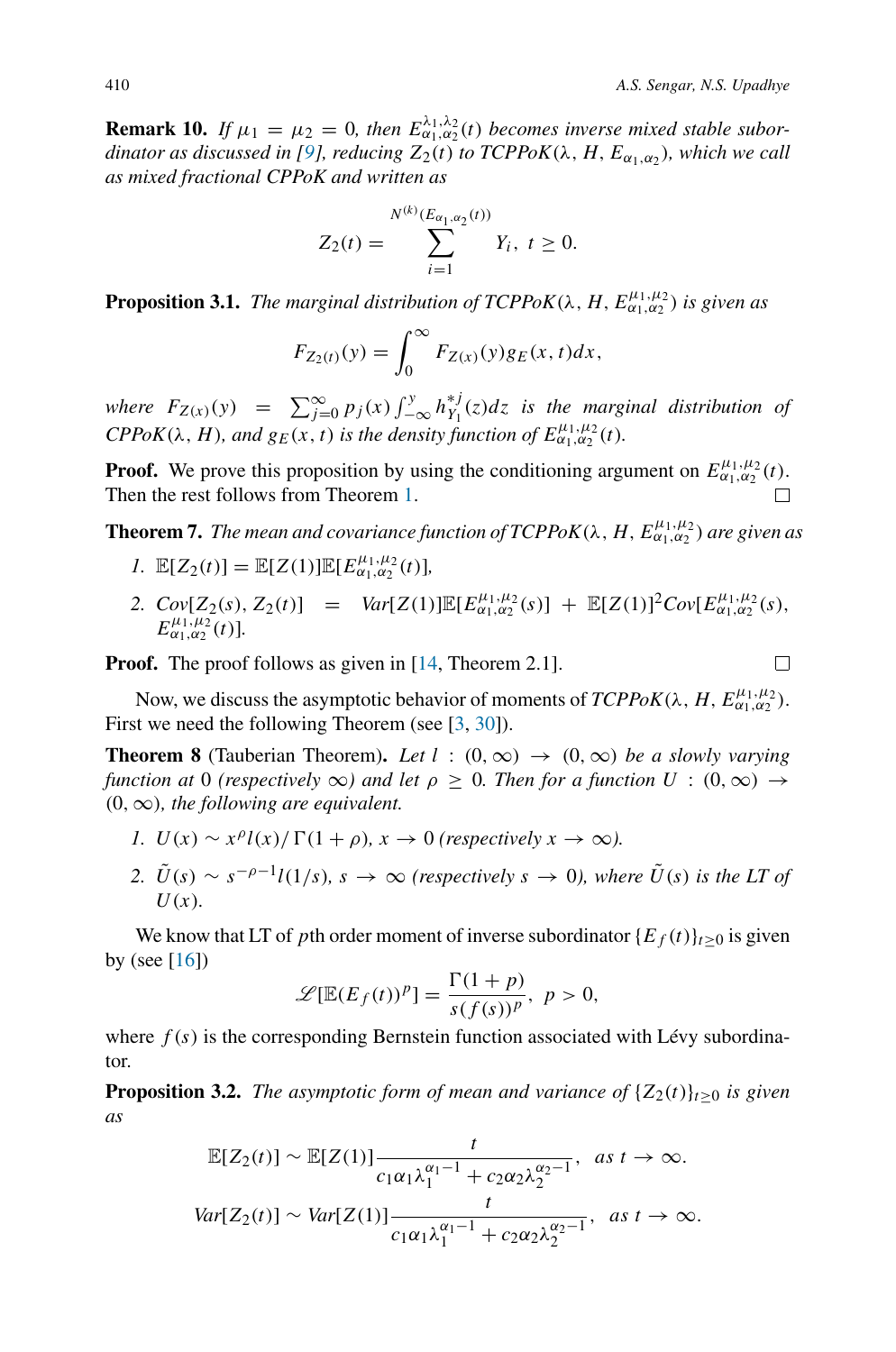**Remark 10.** *If $\mu_1 = \mu_2 = 0$, then $E^{\lambda_1,\lambda_2}_{\alpha_1,\alpha_2}(t)$ becomes inverse mixed stable subordinator as discussed in [9], reducing $Z_2(t)$ to TCPPoK($\lambda$, $H$, $E_{\alpha_1,\alpha_2}$), which we call as mixed fractional CPPoK and written as*

$$Z_2(t) = \sum_{i=1}^{N^{(k)}(E_{\alpha_1,\alpha_2}(t))} Y_i, \; t \geq 0.$$

**Proposition 3.1.** *The marginal distribution of TCPPoK($\lambda$, $H$, $E^{\mu_1,\mu_2}_{\alpha_1,\alpha_2}$) is given as*

$$F_{Z_2(t)}(y) = \int_0^\infty F_{Z(x)}(y) g_E(x,t) dx,$$

*where $F_{Z(x)}(y) = \sum_{j=0}^{\infty} p_j(x) \int_{-\infty}^{y} h^{*j}_{Y_1}(z)dz$ is the marginal distribution of CPPoK($\lambda$, $H$), and $g_E(x,t)$ is the density function of $E^{\mu_1,\mu_2}_{\alpha_1,\alpha_2}(t)$.*

**Proof.** We prove this proposition by using the conditioning argument on $E^{\mu_1,\mu_2}_{\alpha_1,\alpha_2}(t)$. Then the rest follows from Theorem 1. □

**Theorem 7.** *The mean and covariance function of TCPPoK($\lambda$, $H$, $E^{\mu_1,\mu_2}_{\alpha_1,\alpha_2}$) are given as*

1. $\mathbb{E}[Z_2(t)] = \mathbb{E}[Z(1)]\mathbb{E}[E^{\mu_1,\mu_2}_{\alpha_1,\alpha_2}(t)]$,
2. $Cov[Z_2(s), Z_2(t)] = Var[Z(1)]\mathbb{E}[E^{\mu_1,\mu_2}_{\alpha_1,\alpha_2}(s)] + \mathbb{E}[Z(1)]^2 Cov[E^{\mu_1,\mu_2}_{\alpha_1,\alpha_2}(s), E^{\mu_1,\mu_2}_{\alpha_1,\alpha_2}(t)]$.

**Proof.** The proof follows as given in [14, Theorem 2.1]. □

Now, we discuss the asymptotic behavior of moments of *TCPPoK*($\lambda$, $H$, $E^{\mu_1,\mu_2}_{\alpha_1,\alpha_2}$). First we need the following Theorem (see [3, 30]).

**Theorem 8** (Tauberian Theorem)**.** *Let $l : (0,\infty) \to (0,\infty)$ be a slowly varying function at 0 (respectively $\infty$) and let $\rho \geq 0$. Then for a function $U : (0,\infty) \to (0,\infty)$, the following are equivalent.*

1. *$U(x) \sim x^{\rho} l(x)/\Gamma(1+\rho)$, $x \to 0$ (respectively $x \to \infty$).*
2. *$\tilde{U}(s) \sim s^{-\rho-1} l(1/s)$, $s \to \infty$ (respectively $s \to 0$), where $\tilde{U}(s)$ is the LT of $U(x)$.*

We know that LT of $p$th order moment of inverse subordinator $\{E_f(t)\}_{t\geq 0}$ is given by (see [16])

$$\mathscr{L}[\mathbb{E}(E_f(t))^p] = \frac{\Gamma(1+p)}{s(f(s))^p}, \; p > 0,$$

where $f(s)$ is the corresponding Bernstein function associated with Lévy subordinator.

**Proposition 3.2.** *The asymptotic form of mean and variance of $\{Z_2(t)\}_{t\geq 0}$ is given as*

$$\mathbb{E}[Z_2(t)] \sim \mathbb{E}[Z(1)] \frac{t}{c_1\alpha_1\lambda_1^{\alpha_1-1} + c_2\alpha_2\lambda_2^{\alpha_2-1}}, \; \text{as } t \to \infty.$$

$$Var[Z_2(t)] \sim Var[Z(1)] \frac{t}{c_1\alpha_1\lambda_1^{\alpha_1-1} + c_2\alpha_2\lambda_2^{\alpha_2-1}}, \; \text{as } t \to \infty.$$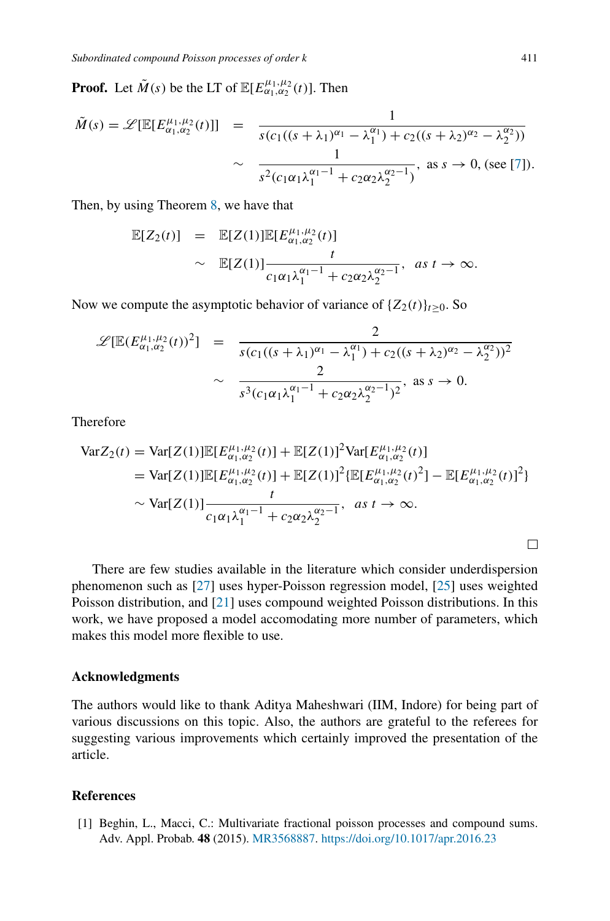**Proof.** Let $\tilde{M}(s)$ be the LT of $\mathbb{E}[E^{\mu_1,\mu_2}_{\alpha_1,\alpha_2}(t)]$. Then

$$
\begin{aligned}
\tilde{M}(s) = \mathscr{L}[\mathbb{E}[E^{\mu_1,\mu_2}_{\alpha_1,\alpha_2}(t)]] &= \frac{1}{s(c_1((s+\lambda_1)^{\alpha_1} - \lambda_1^{\alpha_1}) + c_2((s+\lambda_2)^{\alpha_2} - \lambda_2^{\alpha_2}))} \\
&\sim \frac{1}{s^2(c_1\alpha_1\lambda_1^{\alpha_1 - 1} + c_2\alpha_2\lambda_2^{\alpha_2 - 1})}, \text{ as } s \to 0, \text{ (see [7]).}
\end{aligned}
$$

Then, by using Theorem 8, we have that

$$
\begin{aligned}
\mathbb{E}[Z_2(t)] &= \mathbb{E}[Z(1)]\mathbb{E}[E^{\mu_1,\mu_2}_{\alpha_1,\alpha_2}(t)] \\
&\sim \mathbb{E}[Z(1)]\frac{t}{c_1\alpha_1\lambda_1^{\alpha_1 - 1} + c_2\alpha_2\lambda_2^{\alpha_2 - 1}}, \quad \textit{as } t \to \infty.
\end{aligned}
$$

Now we compute the asymptotic behavior of variance of $\{Z_2(t)\}_{t \geq 0}$. So

$$
\begin{aligned}
\mathscr{L}[\mathbb{E}(E^{\mu_1,\mu_2}_{\alpha_1,\alpha_2}(t))^2] &= \frac{2}{s(c_1((s+\lambda_1)^{\alpha_1} - \lambda_1^{\alpha_1}) + c_2((s+\lambda_2)^{\alpha_2} - \lambda_2^{\alpha_2}))^2} \\
&\sim \frac{2}{s^3(c_1\alpha_1\lambda_1^{\alpha_1 - 1} + c_2\alpha_2\lambda_2^{\alpha_2 - 1})^2}, \text{ as } s \to 0.
\end{aligned}
$$

Therefore

$$
\begin{aligned}
\operatorname{Var} Z_2(t) &= \operatorname{Var}[Z(1)]\mathbb{E}[E^{\mu_1,\mu_2}_{\alpha_1,\alpha_2}(t)] + \mathbb{E}[Z(1)]^2 \operatorname{Var}[E^{\mu_1,\mu_2}_{\alpha_1,\alpha_2}(t)] \\
&= \operatorname{Var}[Z(1)]\mathbb{E}[E^{\mu_1,\mu_2}_{\alpha_1,\alpha_2}(t)] + \mathbb{E}[Z(1)]^2 \{\mathbb{E}[E^{\mu_1,\mu_2}_{\alpha_1,\alpha_2}(t)^2] - \mathbb{E}[E^{\mu_1,\mu_2}_{\alpha_1,\alpha_2}(t)]^2\} \\
&\sim \operatorname{Var}[Z(1)]\frac{t}{c_1\alpha_1\lambda_1^{\alpha_1 - 1} + c_2\alpha_2\lambda_2^{\alpha_2 - 1}}, \quad \textit{as } t \to \infty.
\end{aligned}
$$

□

There are few studies available in the literature which consider underdispersion phenomenon such as [27] uses hyper-Poisson regression model, [25] uses weighted Poisson distribution, and [21] uses compound weighted Poisson distributions. In this work, we have proposed a model accomodating more number of parameters, which makes this model more flexible to use.

## Acknowledgments

The authors would like to thank Aditya Maheshwari (IIM, Indore) for being part of various discussions on this topic. Also, the authors are grateful to the referees for suggesting various improvements which certainly improved the presentation of the article.

## References

[1] Beghin, L., Macci, C.: Multivariate fractional poisson processes and compound sums. Adv. Appl. Probab. **48** (2015). MR3568887. https://doi.org/10.1017/apr.2016.23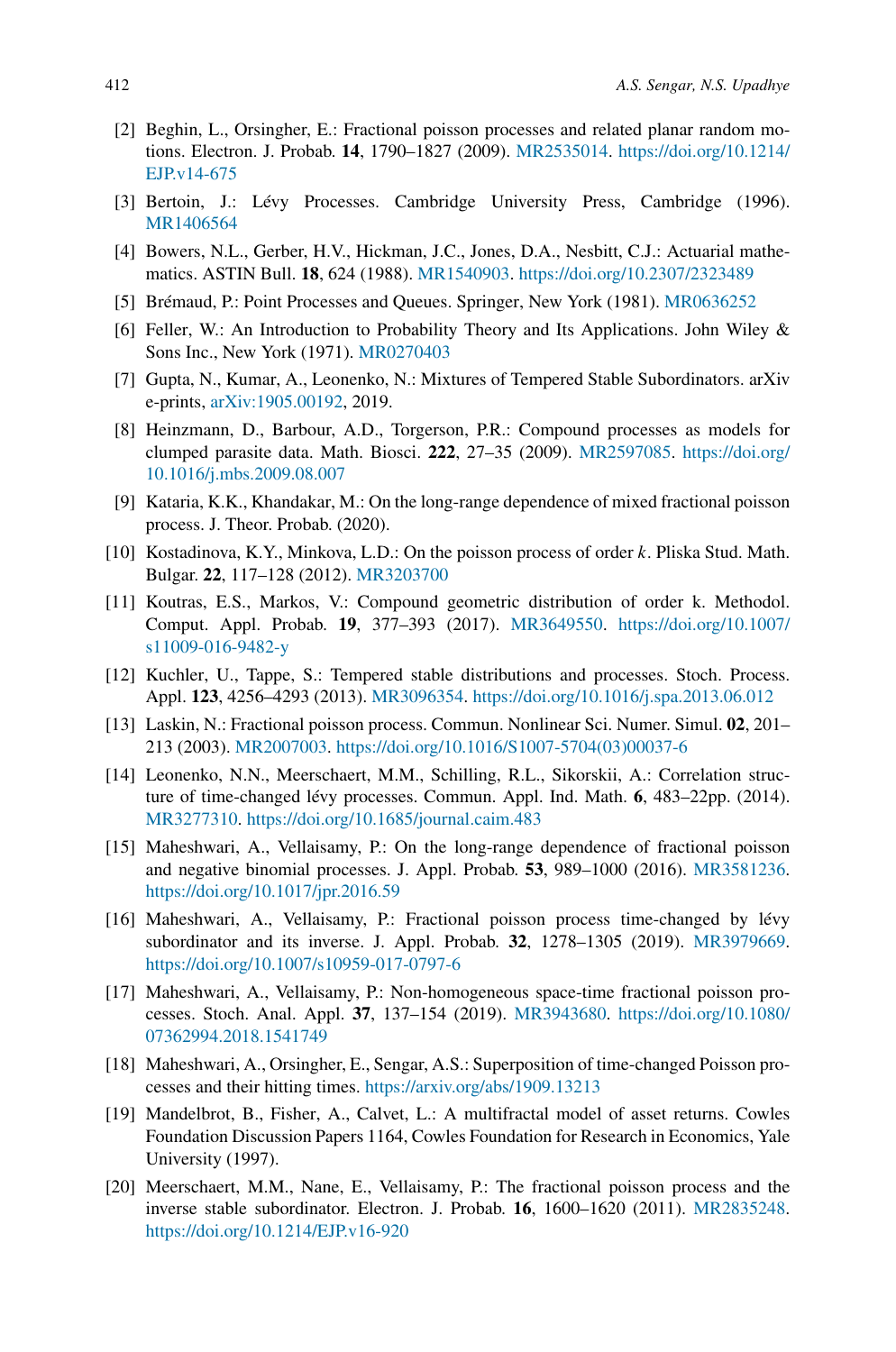[2] Beghin, L., Orsingher, E.: Fractional poisson processes and related planar random motions. Electron. J. Probab. **14**, 1790–1827 (2009). MR2535014. https://doi.org/10.1214/EJP.v14-675

[3] Bertoin, J.: Lévy Processes. Cambridge University Press, Cambridge (1996). MR1406564

[4] Bowers, N.L., Gerber, H.V., Hickman, J.C., Jones, D.A., Nesbitt, C.J.: Actuarial mathematics. ASTIN Bull. **18**, 624 (1988). MR1540903. https://doi.org/10.2307/2323489

[5] Brémaud, P.: Point Processes and Queues. Springer, New York (1981). MR0636252

[6] Feller, W.: An Introduction to Probability Theory and Its Applications. John Wiley & Sons Inc., New York (1971). MR0270403

[7] Gupta, N., Kumar, A., Leonenko, N.: Mixtures of Tempered Stable Subordinators. arXiv e-prints, arXiv:1905.00192, 2019.

[8] Heinzmann, D., Barbour, A.D., Torgerson, P.R.: Compound processes as models for clumped parasite data. Math. Biosci. **222**, 27–35 (2009). MR2597085. https://doi.org/10.1016/j.mbs.2009.08.007

[9] Kataria, K.K., Khandakar, M.: On the long-range dependence of mixed fractional poisson process. J. Theor. Probab. (2020).

[10] Kostadinova, K.Y., Minkova, L.D.: On the poisson process of order $k$. Pliska Stud. Math. Bulgar. **22**, 117–128 (2012). MR3203700

[11] Koutras, E.S., Markos, V.: Compound geometric distribution of order k. Methodol. Comput. Appl. Probab. **19**, 377–393 (2017). MR3649550. https://doi.org/10.1007/s11009-016-9482-y

[12] Kuchler, U., Tappe, S.: Tempered stable distributions and processes. Stoch. Process. Appl. **123**, 4256–4293 (2013). MR3096354. https://doi.org/10.1016/j.spa.2013.06.012

[13] Laskin, N.: Fractional poisson process. Commun. Nonlinear Sci. Numer. Simul. **02**, 201–213 (2003). MR2007003. https://doi.org/10.1016/S1007-5704(03)00037-6

[14] Leonenko, N.N., Meerschaert, M.M., Schilling, R.L., Sikorskii, A.: Correlation structure of time-changed lévy processes. Commun. Appl. Ind. Math. **6**, 483–22pp. (2014). MR3277310. https://doi.org/10.1685/journal.caim.483

[15] Maheshwari, A., Vellaisamy, P.: On the long-range dependence of fractional poisson and negative binomial processes. J. Appl. Probab. **53**, 989–1000 (2016). MR3581236. https://doi.org/10.1017/jpr.2016.59

[16] Maheshwari, A., Vellaisamy, P.: Fractional poisson process time-changed by lévy subordinator and its inverse. J. Appl. Probab. **32**, 1278–1305 (2019). MR3979669. https://doi.org/10.1007/s10959-017-0797-6

[17] Maheshwari, A., Vellaisamy, P.: Non-homogeneous space-time fractional poisson processes. Stoch. Anal. Appl. **37**, 137–154 (2019). MR3943680. https://doi.org/10.1080/07362994.2018.1541749

[18] Maheshwari, A., Orsingher, E., Sengar, A.S.: Superposition of time-changed Poisson processes and their hitting times. https://arxiv.org/abs/1909.13213

[19] Mandelbrot, B., Fisher, A., Calvet, L.: A multifractal model of asset returns. Cowles Foundation Discussion Papers 1164, Cowles Foundation for Research in Economics, Yale University (1997).

[20] Meerschaert, M.M., Nane, E., Vellaisamy, P.: The fractional poisson process and the inverse stable subordinator. Electron. J. Probab. **16**, 1600–1620 (2011). MR2835248. https://doi.org/10.1214/EJP.v16-920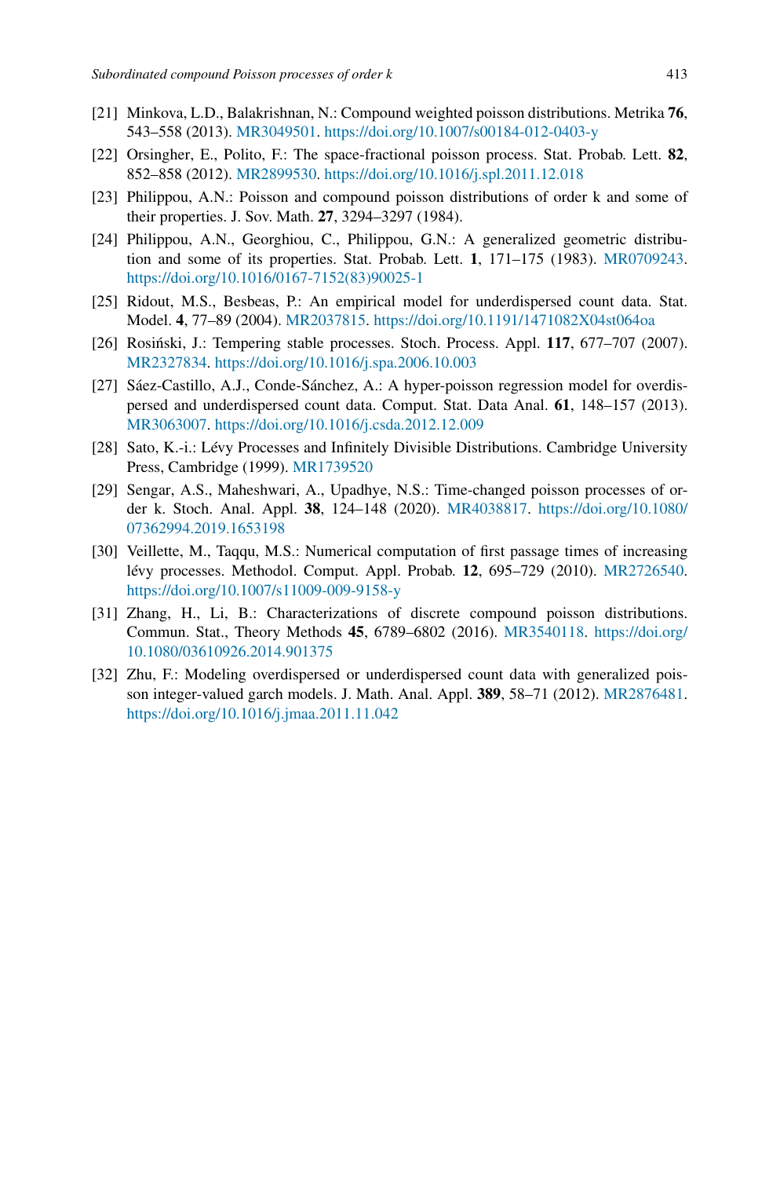[21] Minkova, L.D., Balakrishnan, N.: Compound weighted poisson distributions. Metrika **76**, 543–558 (2013). MR3049501. https://doi.org/10.1007/s00184-012-0403-y

[22] Orsingher, E., Polito, F.: The space-fractional poisson process. Stat. Probab. Lett. **82**, 852–858 (2012). MR2899530. https://doi.org/10.1016/j.spl.2011.12.018

[23] Philippou, A.N.: Poisson and compound poisson distributions of order k and some of their properties. J. Sov. Math. **27**, 3294–3297 (1984).

[24] Philippou, A.N., Georghiou, C., Philippou, G.N.: A generalized geometric distribution and some of its properties. Stat. Probab. Lett. **1**, 171–175 (1983). MR0709243. https://doi.org/10.1016/0167-7152(83)90025-1

[25] Ridout, M.S., Besbeas, P.: An empirical model for underdispersed count data. Stat. Model. **4**, 77–89 (2004). MR2037815. https://doi.org/10.1191/1471082X04st064oa

[26] Rosiński, J.: Tempering stable processes. Stoch. Process. Appl. **117**, 677–707 (2007). MR2327834. https://doi.org/10.1016/j.spa.2006.10.003

[27] Sáez-Castillo, A.J., Conde-Sánchez, A.: A hyper-poisson regression model for overdispersed and underdispersed count data. Comput. Stat. Data Anal. **61**, 148–157 (2013). MR3063007. https://doi.org/10.1016/j.csda.2012.12.009

[28] Sato, K.-i.: Lévy Processes and Infinitely Divisible Distributions. Cambridge University Press, Cambridge (1999). MR1739520

[29] Sengar, A.S., Maheshwari, A., Upadhye, N.S.: Time-changed poisson processes of order k. Stoch. Anal. Appl. **38**, 124–148 (2020). MR4038817. https://doi.org/10.1080/07362994.2019.1653198

[30] Veillette, M., Taqqu, M.S.: Numerical computation of first passage times of increasing lévy processes. Methodol. Comput. Appl. Probab. **12**, 695–729 (2010). MR2726540. https://doi.org/10.1007/s11009-009-9158-y

[31] Zhang, H., Li, B.: Characterizations of discrete compound poisson distributions. Commun. Stat., Theory Methods **45**, 6789–6802 (2016). MR3540118. https://doi.org/10.1080/03610926.2014.901375

[32] Zhu, F.: Modeling overdispersed or underdispersed count data with generalized poisson integer-valued garch models. J. Math. Anal. Appl. **389**, 58–71 (2012). MR2876481. https://doi.org/10.1016/j.jmaa.2011.11.042